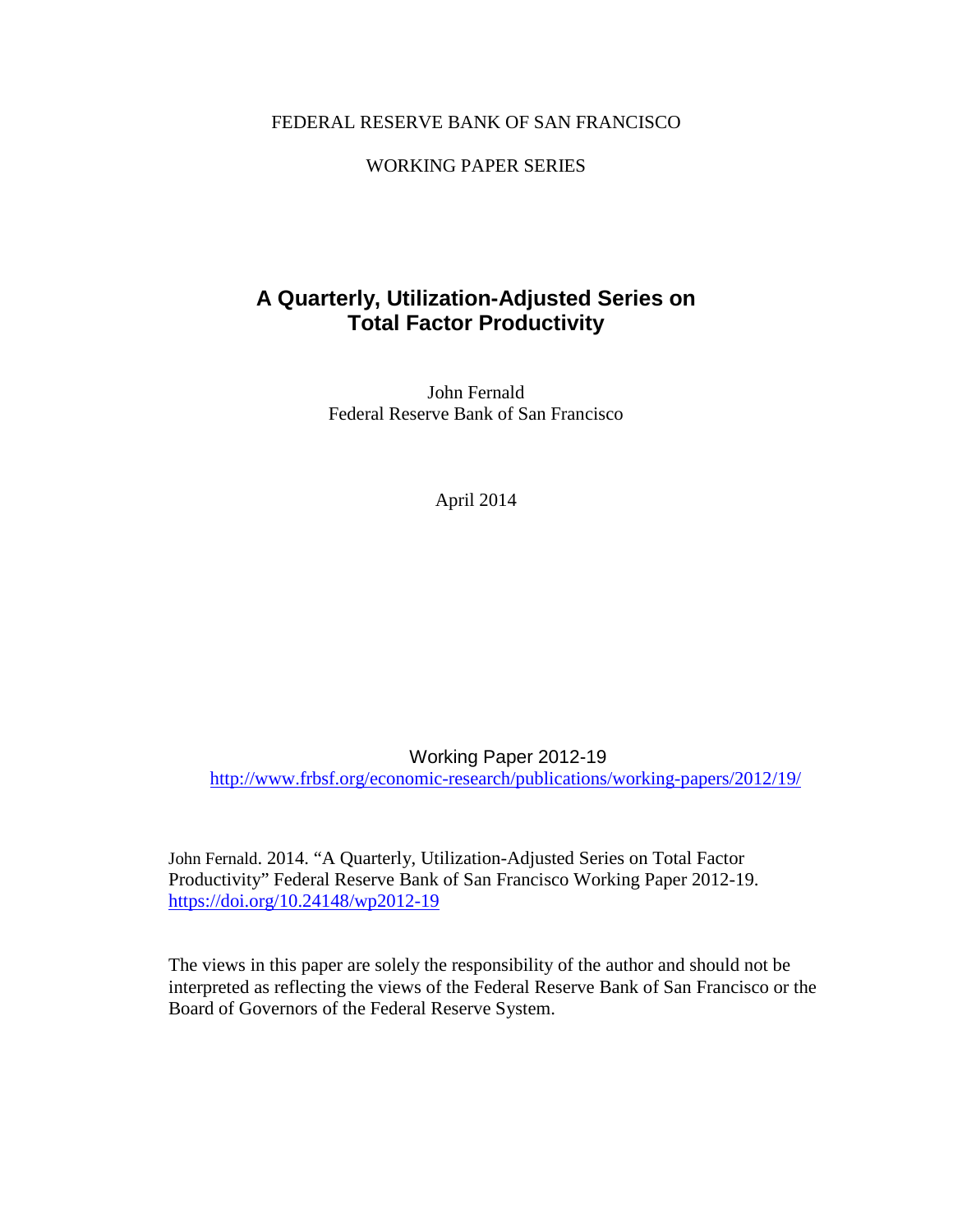FEDERAL RESERVE BANK OF SAN FRANCISCO

WORKING PAPER SERIES

# A Quarterly, Utilization-Adjusted Series on Total Factor Productivity

John Fernald
Federal Reserve Bank of San Francisco

April 2014

Working Paper 2012-19
http://www.frbsf.org/economic-research/publications/working-papers/2012/19/

John Fernald. 2014. "A Quarterly, Utilization-Adjusted Series on Total Factor Productivity" Federal Reserve Bank of San Francisco Working Paper 2012-19. https://doi.org/10.24148/wp2012-19

The views in this paper are solely the responsibility of the author and should not be interpreted as reflecting the views of the Federal Reserve Bank of San Francisco or the Board of Governors of the Federal Reserve System.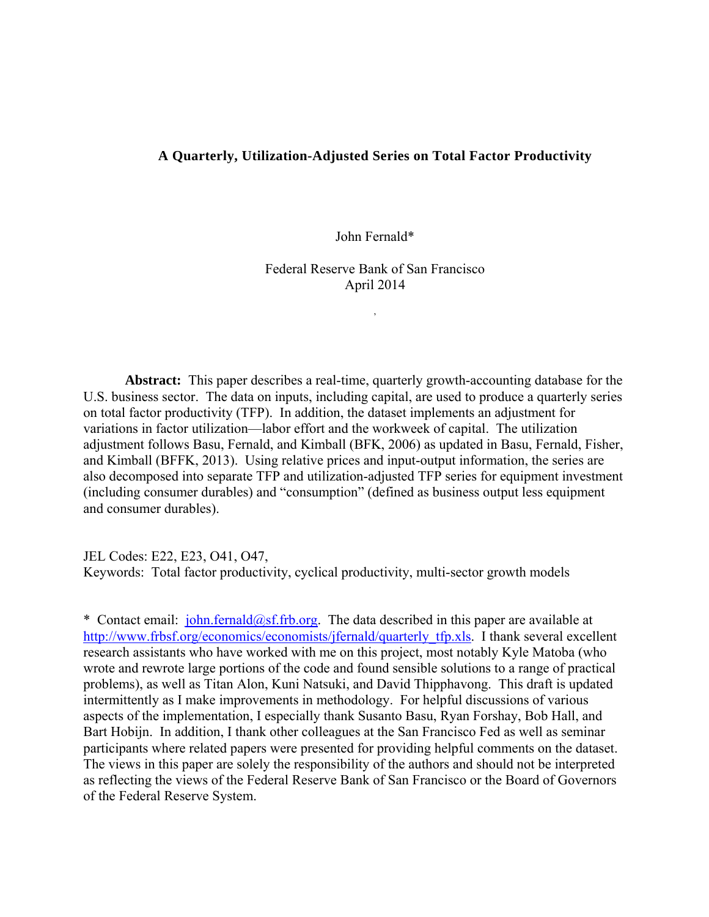# A Quarterly, Utilization-Adjusted Series on Total Factor Productivity

John Fernald*

Federal Reserve Bank of San Francisco  
April 2014

**Abstract:** This paper describes a real-time, quarterly growth-accounting database for the U.S. business sector. The data on inputs, including capital, are used to produce a quarterly series on total factor productivity (TFP). In addition, the dataset implements an adjustment for variations in factor utilization—labor effort and the workweek of capital. The utilization adjustment follows Basu, Fernald, and Kimball (BFK, 2006) as updated in Basu, Fernald, Fisher, and Kimball (BFFK, 2013). Using relative prices and input-output information, the series are also decomposed into separate TFP and utilization-adjusted TFP series for equipment investment (including consumer durables) and "consumption" (defined as business output less equipment and consumer durables).

JEL Codes: E22, E23, O41, O47,  
Keywords: Total factor productivity, cyclical productivity, multi-sector growth models

\* Contact email: john.fernald@sf.frb.org. The data described in this paper are available at http://www.frbsf.org/economics/economists/jfernald/quarterly_tfp.xls. I thank several excellent research assistants who have worked with me on this project, most notably Kyle Matoba (who wrote and rewrote large portions of the code and found sensible solutions to a range of practical problems), as well as Titan Alon, Kuni Natsuki, and David Thipphavong. This draft is updated intermittently as I make improvements in methodology. For helpful discussions of various aspects of the implementation, I especially thank Susanto Basu, Ryan Forshay, Bob Hall, and Bart Hobijn. In addition, I thank other colleagues at the San Francisco Fed as well as seminar participants where related papers were presented for providing helpful comments on the dataset. The views in this paper are solely the responsibility of the authors and should not be interpreted as reflecting the views of the Federal Reserve Bank of San Francisco or the Board of Governors of the Federal Reserve System.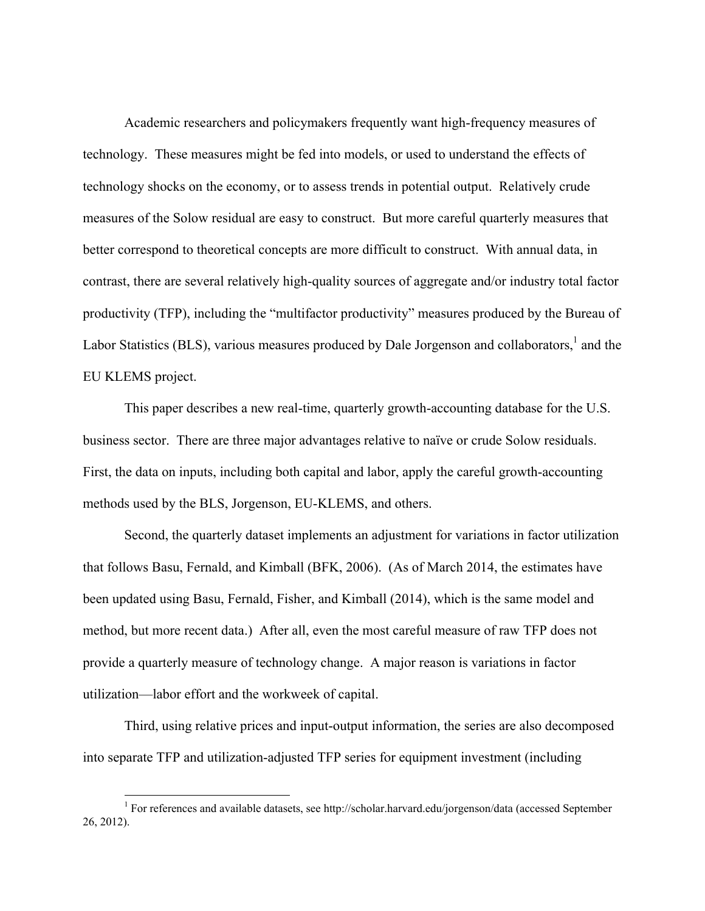Academic researchers and policymakers frequently want high-frequency measures of technology. These measures might be fed into models, or used to understand the effects of technology shocks on the economy, or to assess trends in potential output. Relatively crude measures of the Solow residual are easy to construct. But more careful quarterly measures that better correspond to theoretical concepts are more difficult to construct. With annual data, in contrast, there are several relatively high-quality sources of aggregate and/or industry total factor productivity (TFP), including the "multifactor productivity" measures produced by the Bureau of Labor Statistics (BLS), various measures produced by Dale Jorgenson and collaborators,[1] and the EU KLEMS project.

This paper describes a new real-time, quarterly growth-accounting database for the U.S. business sector. There are three major advantages relative to naïve or crude Solow residuals. First, the data on inputs, including both capital and labor, apply the careful growth-accounting methods used by the BLS, Jorgenson, EU-KLEMS, and others.

Second, the quarterly dataset implements an adjustment for variations in factor utilization that follows Basu, Fernald, and Kimball (BFK, 2006). (As of March 2014, the estimates have been updated using Basu, Fernald, Fisher, and Kimball (2014), which is the same model and method, but more recent data.) After all, even the most careful measure of raw TFP does not provide a quarterly measure of technology change. A major reason is variations in factor utilization—labor effort and the workweek of capital.

Third, using relative prices and input-output information, the series are also decomposed into separate TFP and utilization-adjusted TFP series for equipment investment (including

[1] For references and available datasets, see http://scholar.harvard.edu/jorgenson/data (accessed September 26, 2012).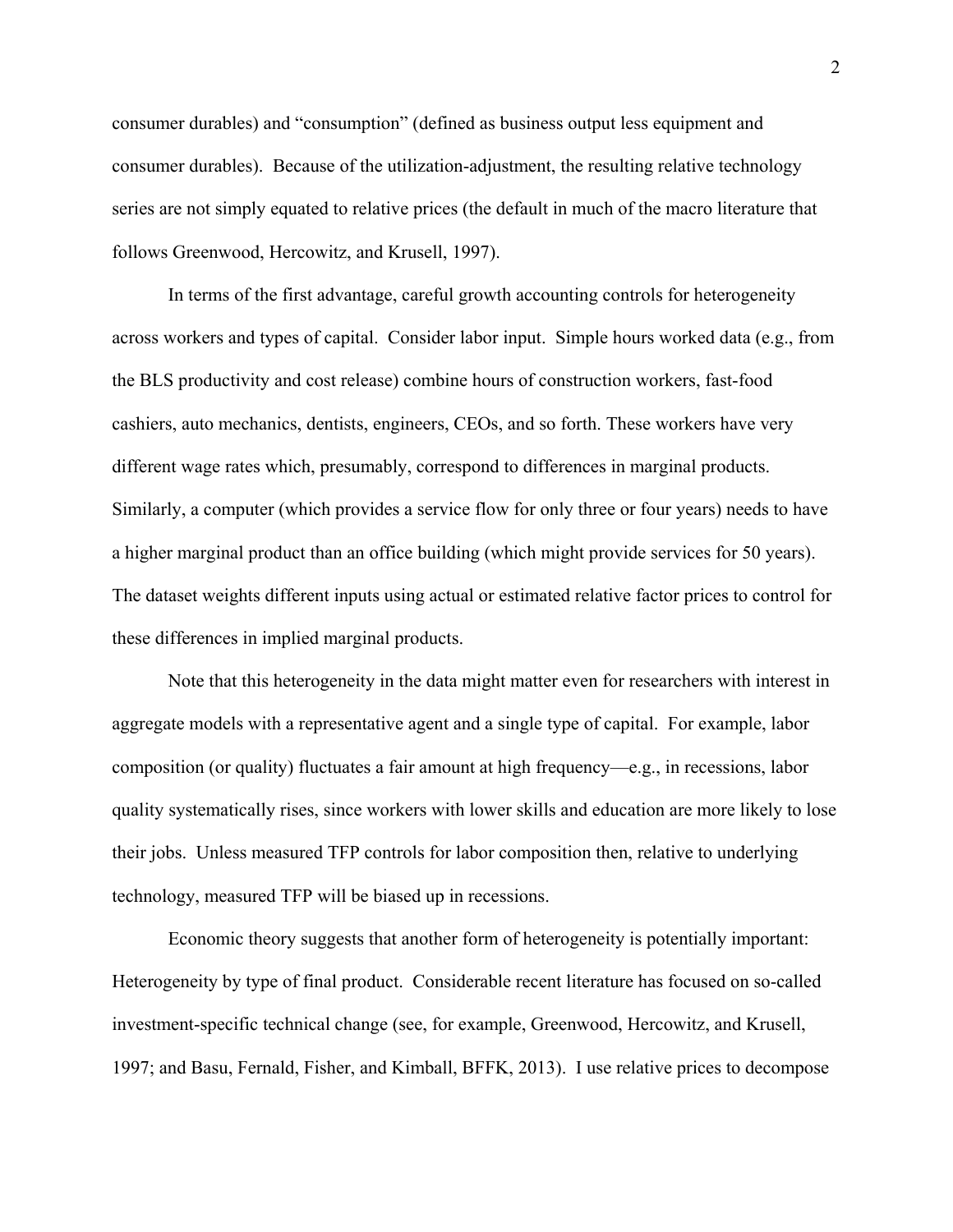consumer durables) and "consumption" (defined as business output less equipment and consumer durables). Because of the utilization-adjustment, the resulting relative technology series are not simply equated to relative prices (the default in much of the macro literature that follows Greenwood, Hercowitz, and Krusell, 1997).

In terms of the first advantage, careful growth accounting controls for heterogeneity across workers and types of capital. Consider labor input. Simple hours worked data (e.g., from the BLS productivity and cost release) combine hours of construction workers, fast-food cashiers, auto mechanics, dentists, engineers, CEOs, and so forth. These workers have very different wage rates which, presumably, correspond to differences in marginal products. Similarly, a computer (which provides a service flow for only three or four years) needs to have a higher marginal product than an office building (which might provide services for 50 years). The dataset weights different inputs using actual or estimated relative factor prices to control for these differences in implied marginal products.

Note that this heterogeneity in the data might matter even for researchers with interest in aggregate models with a representative agent and a single type of capital. For example, labor composition (or quality) fluctuates a fair amount at high frequency—e.g., in recessions, labor quality systematically rises, since workers with lower skills and education are more likely to lose their jobs. Unless measured TFP controls for labor composition then, relative to underlying technology, measured TFP will be biased up in recessions.

Economic theory suggests that another form of heterogeneity is potentially important: Heterogeneity by type of final product. Considerable recent literature has focused on so-called investment-specific technical change (see, for example, Greenwood, Hercowitz, and Krusell, 1997; and Basu, Fernald, Fisher, and Kimball, BFFK, 2013). I use relative prices to decompose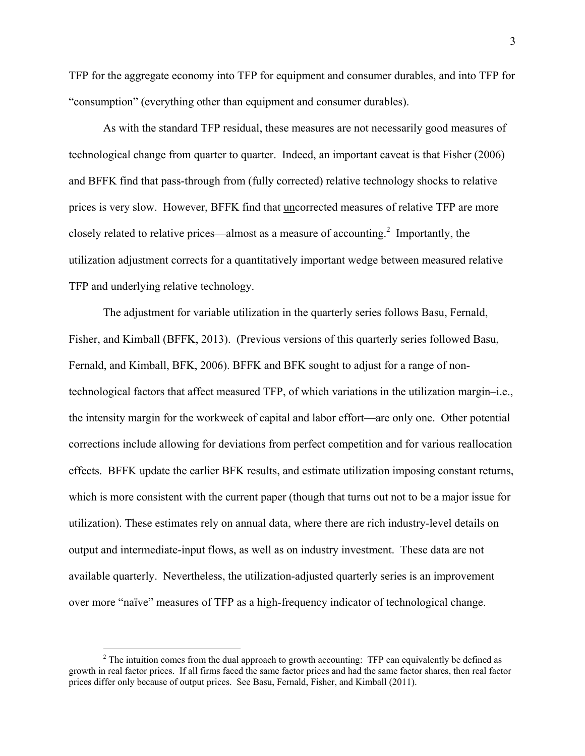TFP for the aggregate economy into TFP for equipment and consumer durables, and into TFP for "consumption" (everything other than equipment and consumer durables).

As with the standard TFP residual, these measures are not necessarily good measures of technological change from quarter to quarter. Indeed, an important caveat is that Fisher (2006) and BFFK find that pass-through from (fully corrected) relative technology shocks to relative prices is very slow. However, BFFK find that <u>un</u>corrected measures of relative TFP are more closely related to relative prices—almost as a measure of accounting.[2] Importantly, the utilization adjustment corrects for a quantitatively important wedge between measured relative TFP and underlying relative technology.

The adjustment for variable utilization in the quarterly series follows Basu, Fernald, Fisher, and Kimball (BFFK, 2013). (Previous versions of this quarterly series followed Basu, Fernald, and Kimball, BFK, 2006). BFFK and BFK sought to adjust for a range of non-technological factors that affect measured TFP, of which variations in the utilization margin–i.e., the intensity margin for the workweek of capital and labor effort—are only one. Other potential corrections include allowing for deviations from perfect competition and for various reallocation effects. BFFK update the earlier BFK results, and estimate utilization imposing constant returns, which is more consistent with the current paper (though that turns out not to be a major issue for utilization). These estimates rely on annual data, where there are rich industry-level details on output and intermediate-input flows, as well as on industry investment. These data are not available quarterly. Nevertheless, the utilization-adjusted quarterly series is an improvement over more "naïve" measures of TFP as a high-frequency indicator of technological change.

[2] The intuition comes from the dual approach to growth accounting: TFP can equivalently be defined as growth in real factor prices. If all firms faced the same factor prices and had the same factor shares, then real factor prices differ only because of output prices. See Basu, Fernald, Fisher, and Kimball (2011).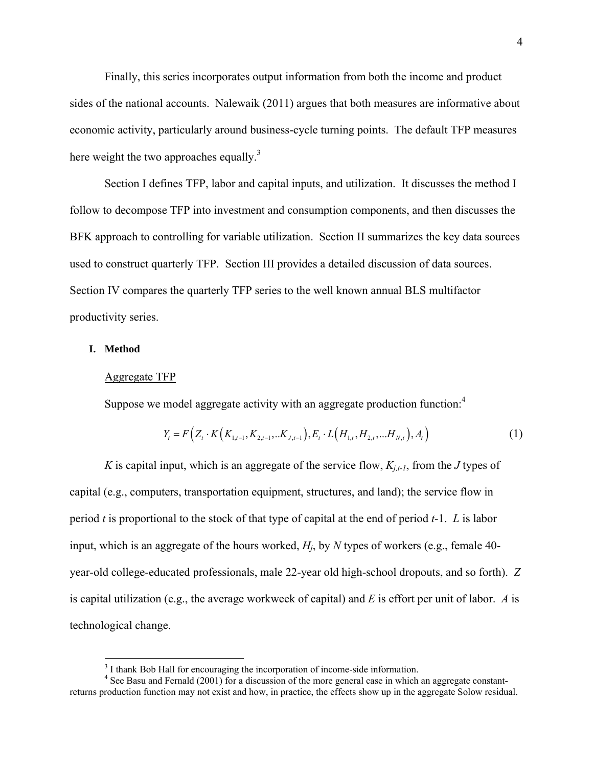Finally, this series incorporates output information from both the income and product sides of the national accounts. Nalewaik (2011) argues that both measures are informative about economic activity, particularly around business-cycle turning points. The default TFP measures here weight the two approaches equally.[3]

Section I defines TFP, labor and capital inputs, and utilization. It discusses the method I follow to decompose TFP into investment and consumption components, and then discusses the BFK approach to controlling for variable utilization. Section II summarizes the key data sources used to construct quarterly TFP. Section III provides a detailed discussion of data sources. Section IV compares the quarterly TFP series to the well known annual BLS multifactor productivity series.

## I. Method

Aggregate TFP

Suppose we model aggregate activity with an aggregate production function:[4]

$$Y_t = F\left(Z_t \cdot K\left(K_{1,t-1}, K_{2,t-1}, ..K_{J,t-1}\right), E_t \cdot L\left(H_{1,t}, H_{2,t}, ...H_{N,t}\right), A_t\right) \tag{1}$$

$K$ is capital input, which is an aggregate of the service flow, $K_{j,t-1}$, from the $J$ types of capital (e.g., computers, transportation equipment, structures, and land); the service flow in period $t$ is proportional to the stock of that type of capital at the end of period $t$-1. $L$ is labor input, which is an aggregate of the hours worked, $H_j$, by $N$ types of workers (e.g., female 40-year-old college-educated professionals, male 22-year old high-school dropouts, and so forth). $Z$ is capital utilization (e.g., the average workweek of capital) and $E$ is effort per unit of labor. $A$ is technological change.

[3] I thank Bob Hall for encouraging the incorporation of income-side information.

[4] See Basu and Fernald (2001) for a discussion of the more general case in which an aggregate constant-returns production function may not exist and how, in practice, the effects show up in the aggregate Solow residual.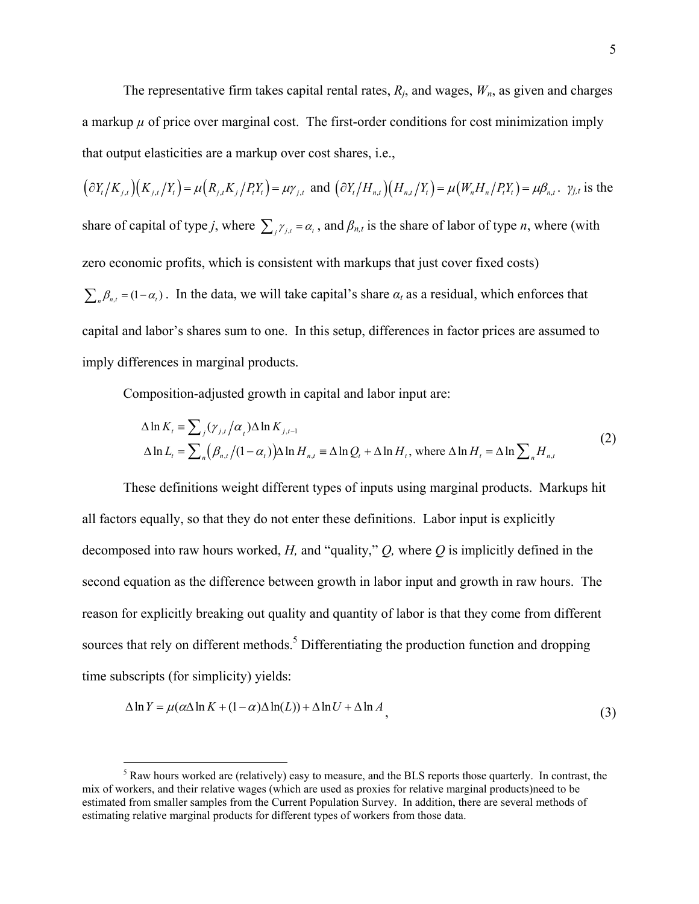The representative firm takes capital rental rates, $R_j$, and wages, $W_n$, as given and charges a markup $\mu$ of price over marginal cost. The first-order conditions for cost minimization imply that output elasticities are a markup over cost shares, i.e., $\left(\partial Y_t / K_{j,t}\right)\left(K_{j,t}/Y_t\right) = \mu\left(R_{j,t}K_j / P_t Y_t\right) = \mu \gamma_{j,t}$ and $\left(\partial Y_t / H_{n,t}\right)\left(H_{n,t}/Y_t\right) = \mu\left(W_n H_n / P_t Y_t\right) = \mu \beta_{n,t}$. $\gamma_{j,t}$ is the share of capital of type $j$, where $\sum_j \gamma_{j,t} = \alpha_t$, and $\beta_{n,t}$ is the share of labor of type $n$, where (with zero economic profits, which is consistent with markups that just cover fixed costs) $\sum_n \beta_{n,t} = (1-\alpha_t)$. In the data, we will take capital's share $\alpha_t$ as a residual, which enforces that capital and labor's shares sum to one. In this setup, differences in factor prices are assumed to imply differences in marginal products.

Composition-adjusted growth in capital and labor input are:

$$
\begin{aligned}
\Delta \ln K_t &\equiv \sum_j (\gamma_{j,t}/\alpha_t) \Delta \ln K_{j,t-1} \\
\Delta \ln L_t &= \sum_n \left(\beta_{n,t}/(1-\alpha_t)\right) \Delta \ln H_{n,t} \equiv \Delta \ln Q_t + \Delta \ln H_t \text{, where } \Delta \ln H_t = \Delta \ln \sum_n H_{n,t}
\end{aligned}
\tag{2}
$$

These definitions weight different types of inputs using marginal products. Markups hit all factors equally, so that they do not enter these definitions. Labor input is explicitly decomposed into raw hours worked, $H$, and "quality," $Q$, where $Q$ is implicitly defined in the second equation as the difference between growth in labor input and growth in raw hours. The reason for explicitly breaking out quality and quantity of labor is that they come from different sources that rely on different methods.[5] Differentiating the production function and dropping time subscripts (for simplicity) yields:

$$
\Delta \ln Y = \mu(\alpha \Delta \ln K + (1-\alpha)\Delta \ln(L)) + \Delta \ln U + \Delta \ln A, \tag{3}
$$

[5] Raw hours worked are (relatively) easy to measure, and the BLS reports those quarterly. In contrast, the mix of workers, and their relative wages (which are used as proxies for relative marginal products)need to be estimated from smaller samples from the Current Population Survey. In addition, there are several methods of estimating relative marginal products for different types of workers from those data.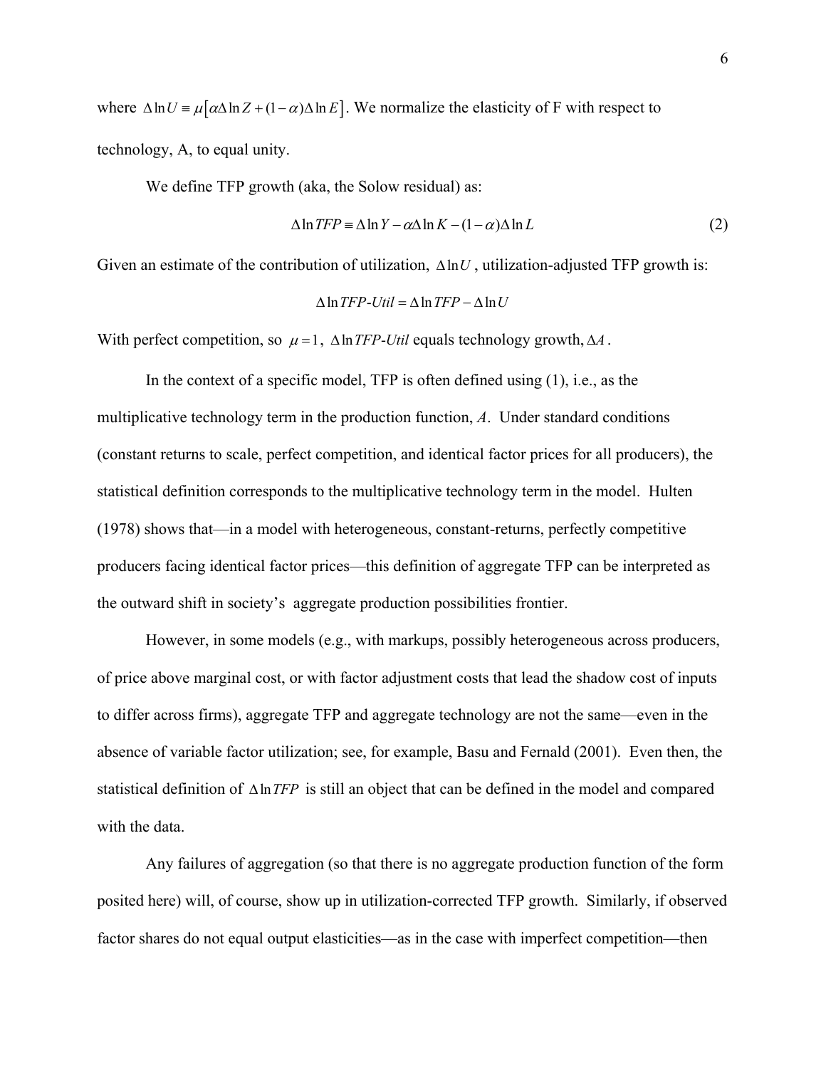where $\Delta \ln U \equiv \mu\left[\alpha \Delta \ln Z + (1-\alpha)\Delta \ln E\right]$. We normalize the elasticity of F with respect to technology, A, to equal unity.

We define TFP growth (aka, the Solow residual) as:

$$\Delta \ln TFP \equiv \Delta \ln Y - \alpha \Delta \ln K - (1-\alpha)\Delta \ln L \tag{2}$$

Given an estimate of the contribution of utilization, $\Delta \ln U$, utilization-adjusted TFP growth is:

$$\Delta \ln \mathit{TFP\text{-}Util} = \Delta \ln TFP - \Delta \ln U$$

With perfect competition, so $\mu = 1$, $\Delta \ln \mathit{TFP\text{-}Util}$ equals technology growth, $\Delta A$.

In the context of a specific model, TFP is often defined using (1), i.e., as the multiplicative technology term in the production function, *A*. Under standard conditions (constant returns to scale, perfect competition, and identical factor prices for all producers), the statistical definition corresponds to the multiplicative technology term in the model. Hulten (1978) shows that—in a model with heterogeneous, constant-returns, perfectly competitive producers facing identical factor prices—this definition of aggregate TFP can be interpreted as the outward shift in society's aggregate production possibilities frontier.

However, in some models (e.g., with markups, possibly heterogeneous across producers, of price above marginal cost, or with factor adjustment costs that lead the shadow cost of inputs to differ across firms), aggregate TFP and aggregate technology are not the same—even in the absence of variable factor utilization; see, for example, Basu and Fernald (2001). Even then, the statistical definition of $\Delta \ln TFP$ is still an object that can be defined in the model and compared with the data.

Any failures of aggregation (so that there is no aggregate production function of the form posited here) will, of course, show up in utilization-corrected TFP growth. Similarly, if observed factor shares do not equal output elasticities—as in the case with imperfect competition—then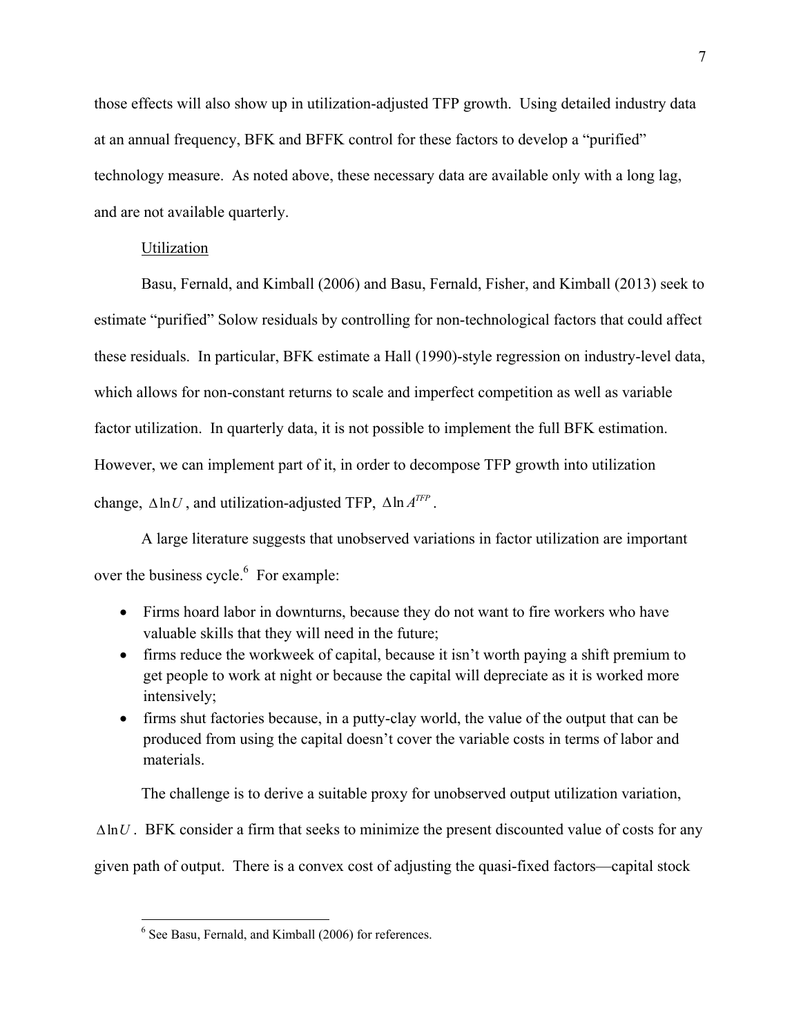those effects will also show up in utilization-adjusted TFP growth. Using detailed industry data at an annual frequency, BFK and BFFK control for these factors to develop a "purified" technology measure. As noted above, these necessary data are available only with a long lag, and are not available quarterly.

Utilization

Basu, Fernald, and Kimball (2006) and Basu, Fernald, Fisher, and Kimball (2013) seek to estimate "purified" Solow residuals by controlling for non-technological factors that could affect these residuals. In particular, BFK estimate a Hall (1990)-style regression on industry-level data, which allows for non-constant returns to scale and imperfect competition as well as variable factor utilization. In quarterly data, it is not possible to implement the full BFK estimation. However, we can implement part of it, in order to decompose TFP growth into utilization change, $\Delta \ln U$, and utilization-adjusted TFP, $\Delta \ln A^{TFP}$.

A large literature suggests that unobserved variations in factor utilization are important over the business cycle.[6] For example:

- Firms hoard labor in downturns, because they do not want to fire workers who have valuable skills that they will need in the future;
- firms reduce the workweek of capital, because it isn't worth paying a shift premium to get people to work at night or because the capital will depreciate as it is worked more intensively;
- firms shut factories because, in a putty-clay world, the value of the output that can be produced from using the capital doesn't cover the variable costs in terms of labor and materials.

The challenge is to derive a suitable proxy for unobserved output utilization variation, $\Delta \ln U$. BFK consider a firm that seeks to minimize the present discounted value of costs for any given path of output. There is a convex cost of adjusting the quasi-fixed factors—capital stock

[6] See Basu, Fernald, and Kimball (2006) for references.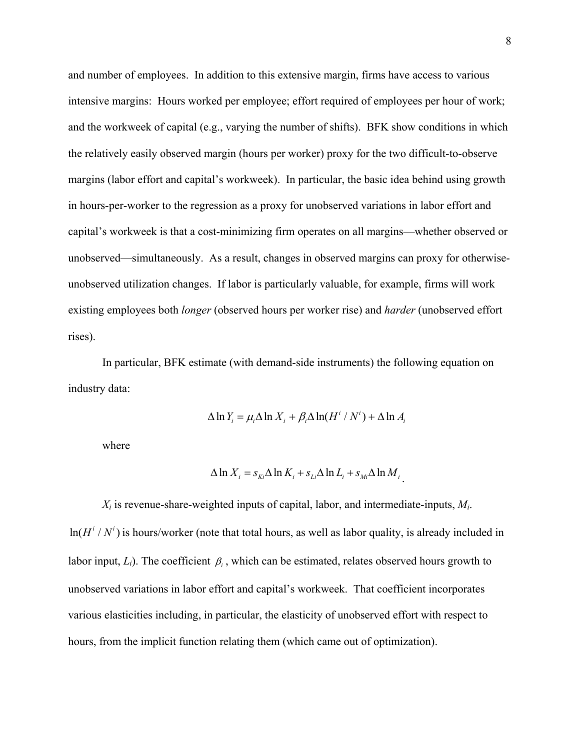and number of employees. In addition to this extensive margin, firms have access to various intensive margins: Hours worked per employee; effort required of employees per hour of work; and the workweek of capital (e.g., varying the number of shifts). BFK show conditions in which the relatively easily observed margin (hours per worker) proxy for the two difficult-to-observe margins (labor effort and capital's workweek). In particular, the basic idea behind using growth in hours-per-worker to the regression as a proxy for unobserved variations in labor effort and capital's workweek is that a cost-minimizing firm operates on all margins—whether observed or unobserved—simultaneously. As a result, changes in observed margins can proxy for otherwise-unobserved utilization changes. If labor is particularly valuable, for example, firms will work existing employees both *longer* (observed hours per worker rise) and *harder* (unobserved effort rises).

In particular, BFK estimate (with demand-side instruments) the following equation on industry data:

$$\Delta \ln Y_i = \mu_i \Delta \ln X_i + \beta_i \Delta \ln(H^i / N^i) + \Delta \ln A_i$$

where

$$\Delta \ln X_i = s_{Ki} \Delta \ln K_i + s_{Li} \Delta \ln L_i + s_{Mi} \Delta \ln M_i \, .$$

$X_i$ is revenue-share-weighted inputs of capital, labor, and intermediate-inputs, $M_i$. $\ln(H^i / N^i)$ is hours/worker (note that total hours, as well as labor quality, is already included in labor input, $L_i$). The coefficient $\beta_i$, which can be estimated, relates observed hours growth to unobserved variations in labor effort and capital's workweek. That coefficient incorporates various elasticities including, in particular, the elasticity of unobserved effort with respect to hours, from the implicit function relating them (which came out of optimization).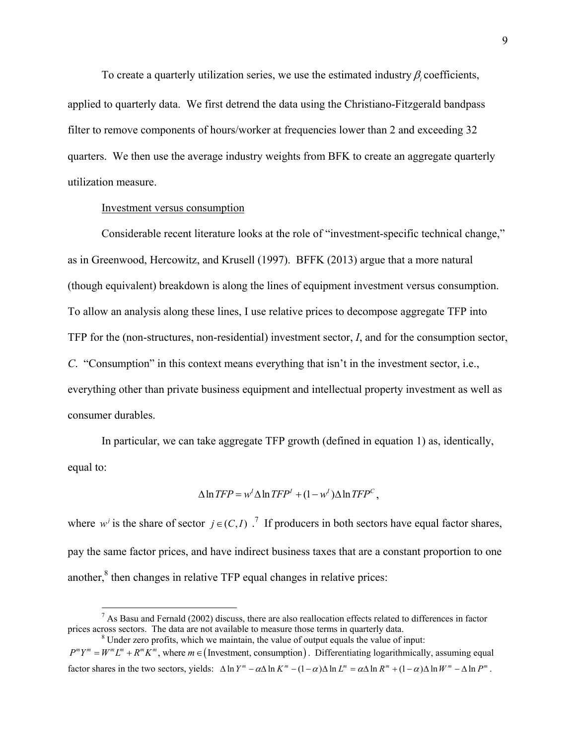To create a quarterly utilization series, we use the estimated industry $\beta_i$ coefficients, applied to quarterly data. We first detrend the data using the Christiano-Fitzgerald bandpass filter to remove components of hours/worker at frequencies lower than 2 and exceeding 32 quarters. We then use the average industry weights from BFK to create an aggregate quarterly utilization measure.

Investment versus consumption

Considerable recent literature looks at the role of "investment-specific technical change," as in Greenwood, Hercowitz, and Krusell (1997). BFFK (2013) argue that a more natural (though equivalent) breakdown is along the lines of equipment investment versus consumption. To allow an analysis along these lines, I use relative prices to decompose aggregate TFP into TFP for the (non-structures, non-residential) investment sector, *I*, and for the consumption sector, *C*. "Consumption" in this context means everything that isn't in the investment sector, i.e., everything other than private business equipment and intellectual property investment as well as consumer durables.

In particular, we can take aggregate TFP growth (defined in equation 1) as, identically, equal to:

$$\Delta \ln TFP = w^I \Delta \ln TFP^I + (1 - w^I) \Delta \ln TFP^C,$$

where $w^j$ is the share of sector $j \in (C, I)$.[7] If producers in both sectors have equal factor shares, pay the same factor prices, and have indirect business taxes that are a constant proportion to one another,[8] then changes in relative TFP equal changes in relative prices:

---

[7] As Basu and Fernald (2002) discuss, there are also reallocation effects related to differences in factor prices across sectors. The data are not available to measure those terms in quarterly data.

[8] Under zero profits, which we maintain, the value of output equals the value of input: $P^m Y^m = W^m L^m + R^m K^m$, where $m \in (\text{Investment, consumption})$. Differentiating logarithmically, assuming equal factor shares in the two sectors, yields: $\Delta \ln Y^m - \alpha \Delta \ln K^m - (1-\alpha)\Delta \ln L^m = \alpha \Delta \ln R^m + (1-\alpha)\Delta \ln W^m - \Delta \ln P^m$.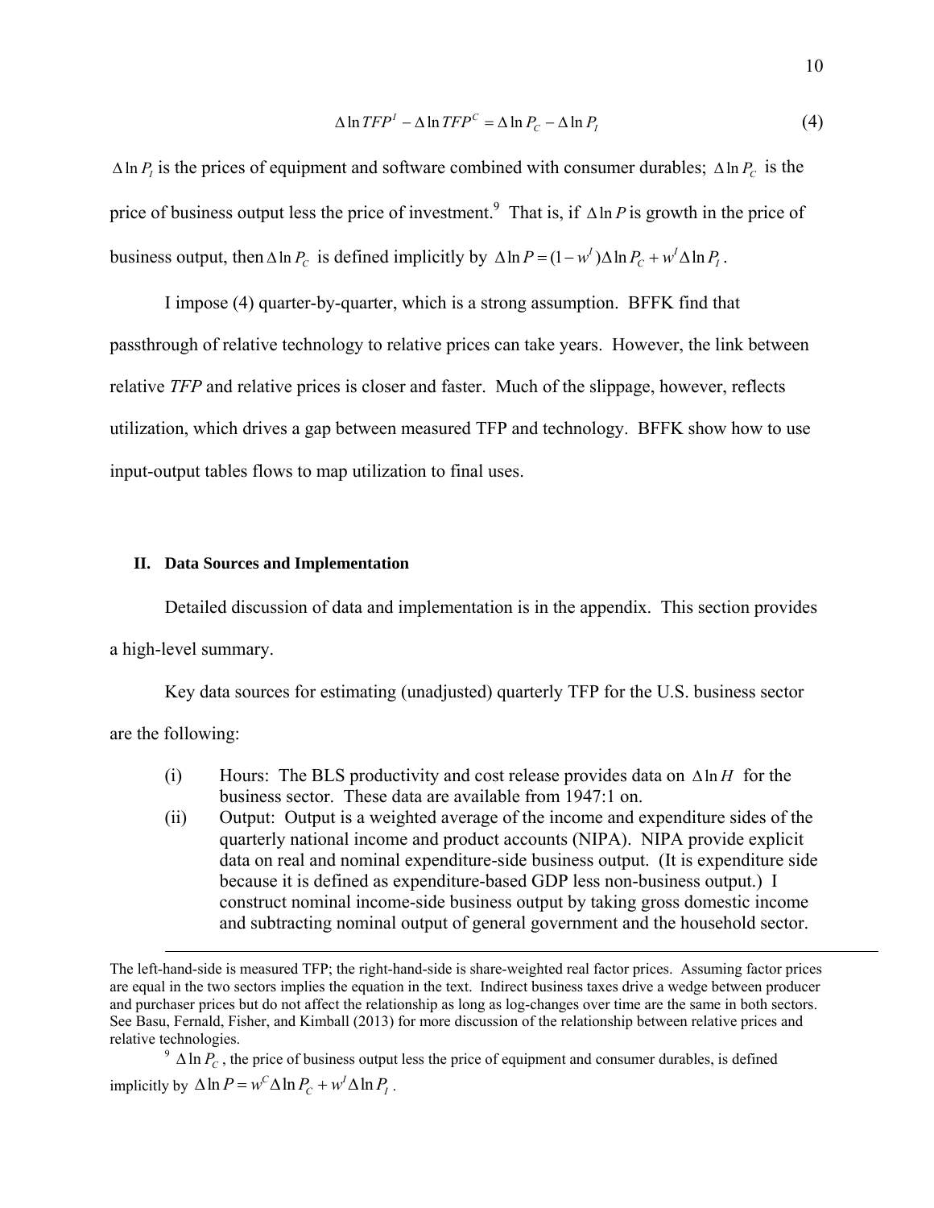$$\Delta \ln TFP^I - \Delta \ln TFP^C = \Delta \ln P_C - \Delta \ln P_I \tag{4}$$

$\Delta \ln P_I$ is the prices of equipment and software combined with consumer durables; $\Delta \ln P_C$ is the price of business output less the price of investment.[9] That is, if $\Delta \ln P$ is growth in the price of business output, then $\Delta \ln P_C$ is defined implicitly by $\Delta \ln P = (1 - w^I)\Delta \ln P_C + w^I \Delta \ln P_I$.

I impose (4) quarter-by-quarter, which is a strong assumption. BFFK find that passthrough of relative technology to relative prices can take years. However, the link between relative *TFP* and relative prices is closer and faster. Much of the slippage, however, reflects utilization, which drives a gap between measured TFP and technology. BFFK show how to use input-output tables flows to map utilization to final uses.

## II. Data Sources and Implementation

Detailed discussion of data and implementation is in the appendix. This section provides a high-level summary.

Key data sources for estimating (unadjusted) quarterly TFP for the U.S. business sector are the following:

(i) Hours: The BLS productivity and cost release provides data on $\Delta \ln H$ for the business sector. These data are available from 1947:1 on.

(ii) Output: Output is a weighted average of the income and expenditure sides of the quarterly national income and product accounts (NIPA). NIPA provide explicit data on real and nominal expenditure-side business output. (It is expenditure side because it is defined as expenditure-based GDP less non-business output.) I construct nominal income-side business output by taking gross domestic income and subtracting nominal output of general government and the household sector.

---

The left-hand-side is measured TFP; the right-hand-side is share-weighted real factor prices. Assuming factor prices are equal in the two sectors implies the equation in the text. Indirect business taxes drive a wedge between producer and purchaser prices but do not affect the relationship as long as log-changes over time are the same in both sectors. See Basu, Fernald, Fisher, and Kimball (2013) for more discussion of the relationship between relative prices and relative technologies.

[9] $\Delta \ln P_C$, the price of business output less the price of equipment and consumer durables, is defined implicitly by $\Delta \ln P = w^C \Delta \ln P_C + w^I \Delta \ln P_I$.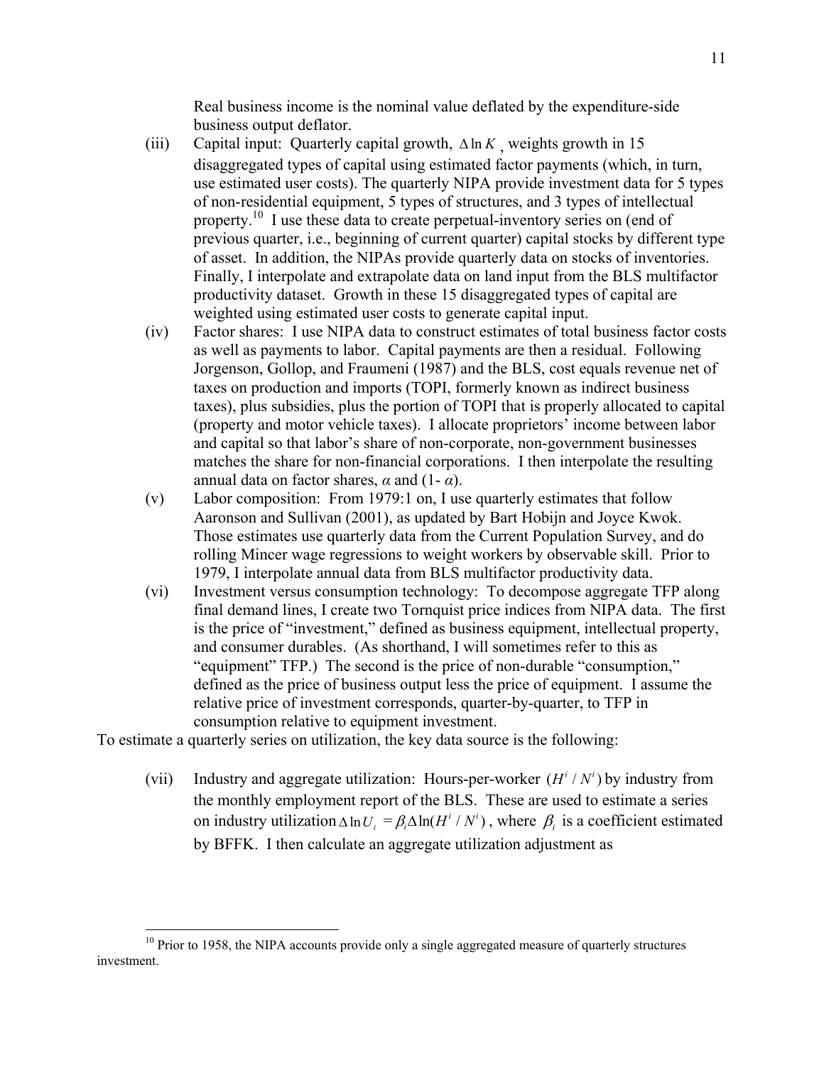Real business income is the nominal value deflated by the expenditure-side business output deflator.

(iii) Capital input: Quarterly capital growth, $\Delta \ln K$, weights growth in 15 disaggregated types of capital using estimated factor payments (which, in turn, use estimated user costs). The quarterly NIPA provide investment data for 5 types of non-residential equipment, 5 types of structures, and 3 types of intellectual property.[10] I use these data to create perpetual-inventory series on (end of previous quarter, i.e., beginning of current quarter) capital stocks by different type of asset. In addition, the NIPAs provide quarterly data on stocks of inventories. Finally, I interpolate and extrapolate data on land input from the BLS multifactor productivity dataset. Growth in these 15 disaggregated types of capital are weighted using estimated user costs to generate capital input.

(iv) Factor shares: I use NIPA data to construct estimates of total business factor costs as well as payments to labor. Capital payments are then a residual. Following Jorgenson, Gollop, and Fraumeni (1987) and the BLS, cost equals revenue net of taxes on production and imports (TOPI, formerly known as indirect business taxes), plus subsidies, plus the portion of TOPI that is properly allocated to capital (property and motor vehicle taxes). I allocate proprietors' income between labor and capital so that labor's share of non-corporate, non-government businesses matches the share for non-financial corporations. I then interpolate the resulting annual data on factor shares, $\alpha$ and $(1-\alpha)$.

(v) Labor composition: From 1979:1 on, I use quarterly estimates that follow Aaronson and Sullivan (2001), as updated by Bart Hobijn and Joyce Kwok. Those estimates use quarterly data from the Current Population Survey, and do rolling Mincer wage regressions to weight workers by observable skill. Prior to 1979, I interpolate annual data from BLS multifactor productivity data.

(vi) Investment versus consumption technology: To decompose aggregate TFP along final demand lines, I create two Tornquist price indices from NIPA data. The first is the price of "investment," defined as business equipment, intellectual property, and consumer durables. (As shorthand, I will sometimes refer to this as "equipment" TFP.) The second is the price of non-durable "consumption," defined as the price of business output less the price of equipment. I assume the relative price of investment corresponds, quarter-by-quarter, to TFP in consumption relative to equipment investment.

To estimate a quarterly series on utilization, the key data source is the following:

(vii) Industry and aggregate utilization: Hours-per-worker $(H^i / N^i)$ by industry from the monthly employment report of the BLS. These are used to estimate a series on industry utilization $\Delta \ln U_i = \beta_i \Delta \ln(H^i / N^i)$, where $\beta_i$ is a coefficient estimated by BFFK. I then calculate an aggregate utilization adjustment as

[10] Prior to 1958, the NIPA accounts provide only a single aggregated measure of quarterly structures investment.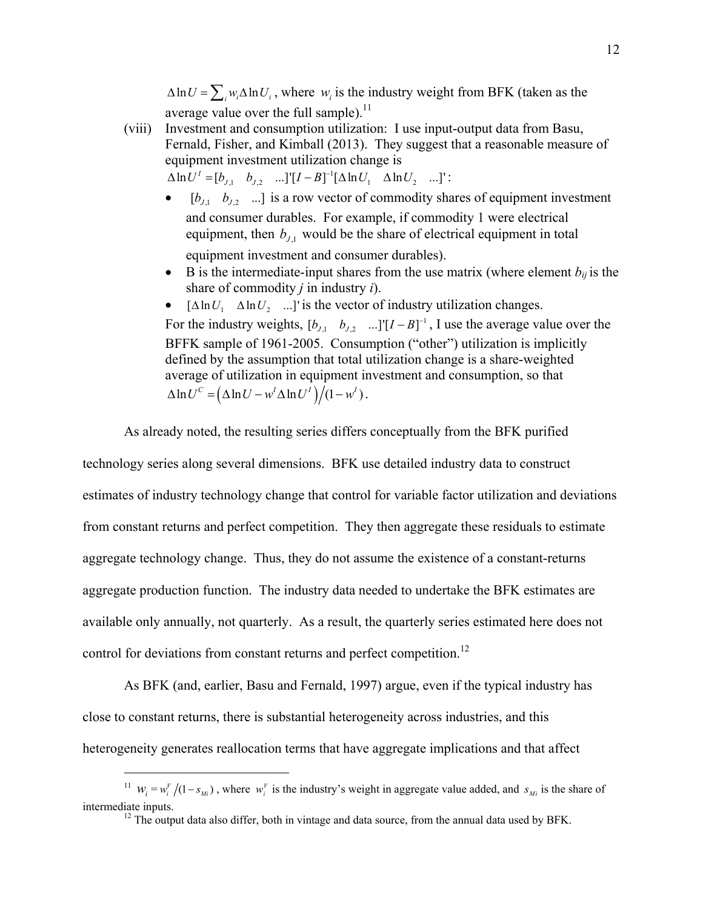$\Delta \ln U = \sum_i w_i \Delta \ln U_i$, where $w_i$ is the industry weight from BFK (taken as the average value over the full sample).[11]

(viii) Investment and consumption utilization: I use input-output data from Basu, Fernald, Fisher, and Kimball (2013). They suggest that a reasonable measure of equipment investment utilization change is $\Delta \ln U^I = [b_{J,1} \quad b_{J,2} \quad ...]'[I-B]^{-1}[\Delta \ln U_1 \quad \Delta \ln U_2 \quad ...]'$:

- $[b_{J,1} \quad b_{J,2} \quad ...]$ is a row vector of commodity shares of equipment investment and consumer durables. For example, if commodity 1 were electrical equipment, then $b_{J,1}$ would be the share of electrical equipment in total equipment investment and consumer durables).
- B is the intermediate-input shares from the use matrix (where element $b_{ij}$ is the share of commodity $j$ in industry $i$).
- $[\Delta \ln U_1 \quad \Delta \ln U_2 \quad ...]'$ is the vector of industry utilization changes.

For the industry weights, $[b_{J,1} \quad b_{J,2} \quad ...]'[I-B]^{-1}$, I use the average value over the BFFK sample of 1961-2005. Consumption ("other") utilization is implicitly defined by the assumption that total utilization change is a share-weighted average of utilization in equipment investment and consumption, so that $\Delta \ln U^C = \left(\Delta \ln U - w^I \Delta \ln U^I\right) / (1-w^I)$.

As already noted, the resulting series differs conceptually from the BFK purified technology series along several dimensions. BFK use detailed industry data to construct estimates of industry technology change that control for variable factor utilization and deviations from constant returns and perfect competition. They then aggregate these residuals to estimate aggregate technology change. Thus, they do not assume the existence of a constant-returns aggregate production function. The industry data needed to undertake the BFK estimates are available only annually, not quarterly. As a result, the quarterly series estimated here does not control for deviations from constant returns and perfect competition.[12]

As BFK (and, earlier, Basu and Fernald, 1997) argue, even if the typical industry has close to constant returns, there is substantial heterogeneity across industries, and this heterogeneity generates reallocation terms that have aggregate implications and that affect

[11] $w_i = w_i^V / (1-s_{Mi})$, where $w_i^V$ is the industry's weight in aggregate value added, and $s_{Mi}$ is the share of intermediate inputs.

[12] The output data also differ, both in vintage and data source, from the annual data used by BFK.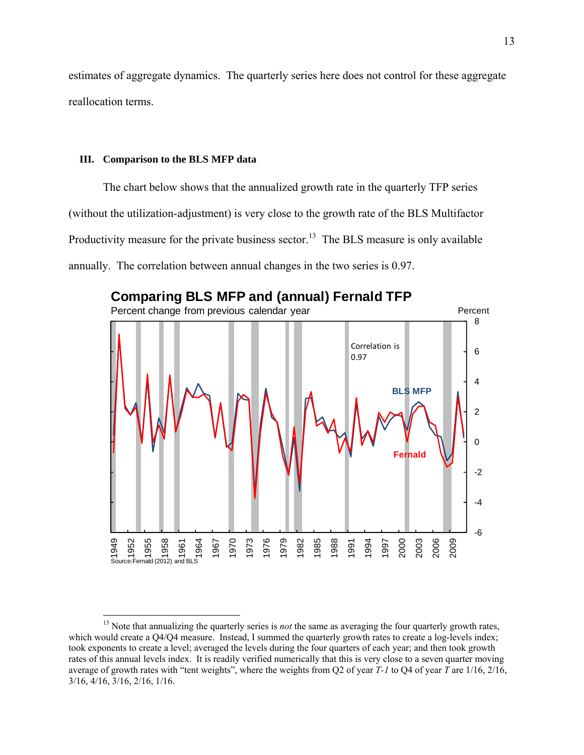estimates of aggregate dynamics. The quarterly series here does not control for these aggregate reallocation terms.

## III. Comparison to the BLS MFP data

The chart below shows that the annualized growth rate in the quarterly TFP series (without the utilization-adjustment) is very close to the growth rate of the BLS Multifactor Productivity measure for the private business sector.[13] The BLS measure is only available annually. The correlation between annual changes in the two series is 0.97.

**Comparing BLS MFP and (annual) Fernald TFP**

Percent change from previous calendar year

Source: Fernald (2012) and BLS

---

[13] Note that annualizing the quarterly series is *not* the same as averaging the four quarterly growth rates, which would create a Q4/Q4 measure. Instead, I summed the quarterly growth rates to create a log-levels index; took exponents to create a level; averaged the levels during the four quarters of each year; and then took growth rates of this annual levels index. It is readily verified numerically that this is very close to a seven quarter moving average of growth rates with "tent weights", where the weights from Q2 of year *T-1* to Q4 of year *T* are 1/16, 2/16, 3/16, 4/16, 3/16, 2/16, 1/16.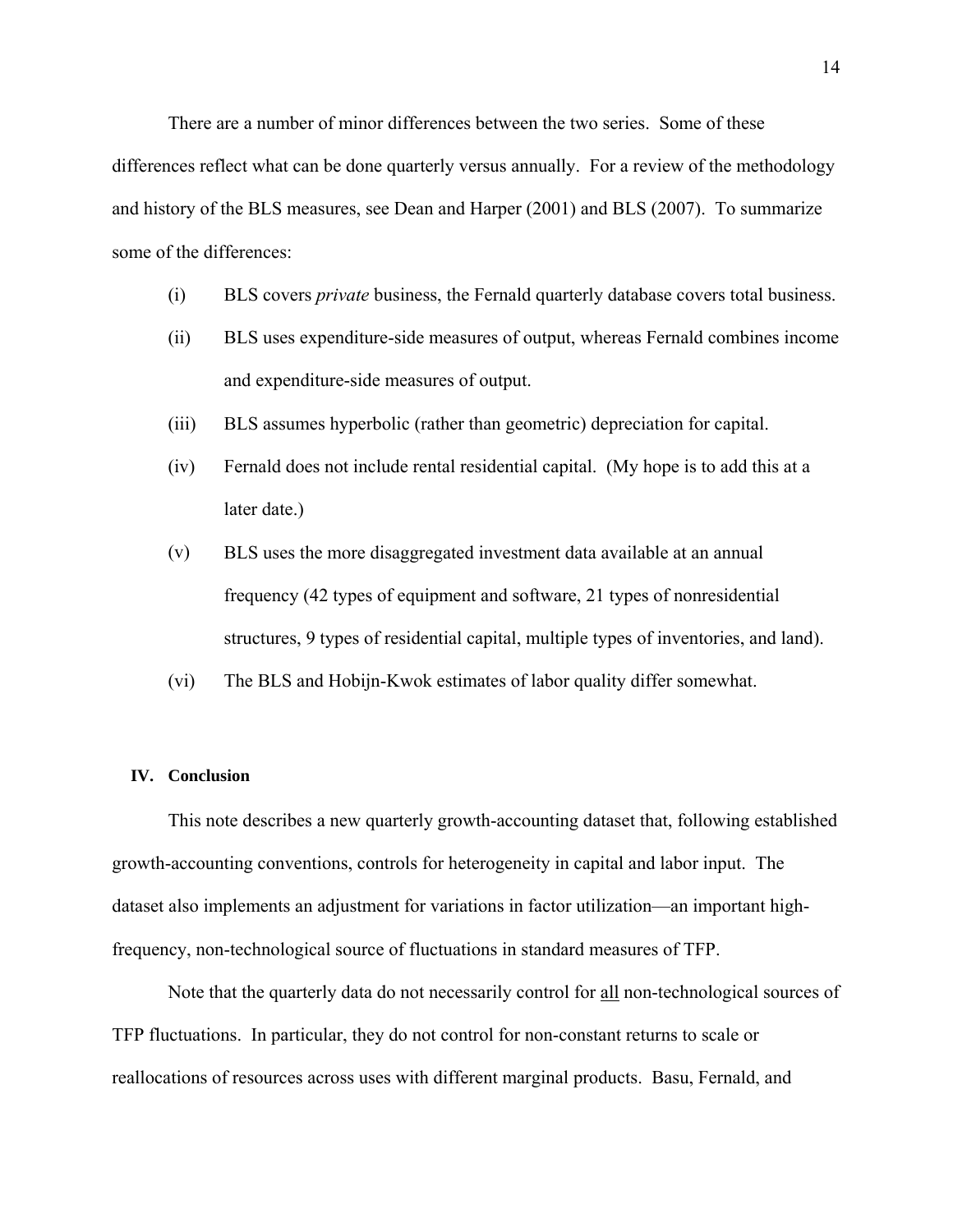There are a number of minor differences between the two series. Some of these differences reflect what can be done quarterly versus annually. For a review of the methodology and history of the BLS measures, see Dean and Harper (2001) and BLS (2007). To summarize some of the differences:

(i) BLS covers *private* business, the Fernald quarterly database covers total business.

(ii) BLS uses expenditure-side measures of output, whereas Fernald combines income and expenditure-side measures of output.

(iii) BLS assumes hyperbolic (rather than geometric) depreciation for capital.

(iv) Fernald does not include rental residential capital. (My hope is to add this at a later date.)

(v) BLS uses the more disaggregated investment data available at an annual frequency (42 types of equipment and software, 21 types of nonresidential structures, 9 types of residential capital, multiple types of inventories, and land).

(vi) The BLS and Hobijn-Kwok estimates of labor quality differ somewhat.

## IV. Conclusion

This note describes a new quarterly growth-accounting dataset that, following established growth-accounting conventions, controls for heterogeneity in capital and labor input. The dataset also implements an adjustment for variations in factor utilization—an important high-frequency, non-technological source of fluctuations in standard measures of TFP.

Note that the quarterly data do not necessarily control for <u>all</u> non-technological sources of TFP fluctuations. In particular, they do not control for non-constant returns to scale or reallocations of resources across uses with different marginal products. Basu, Fernald, and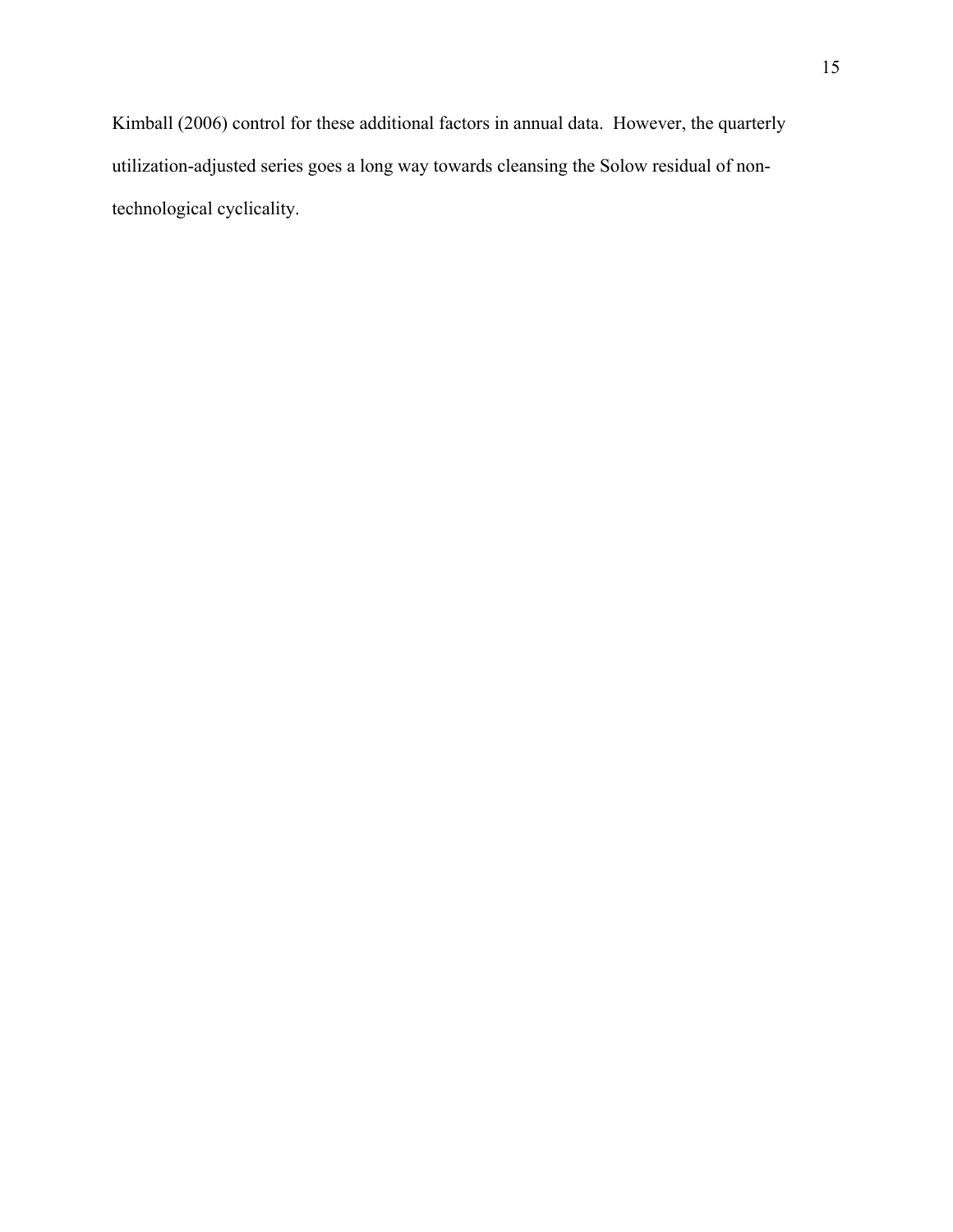Kimball (2006) control for these additional factors in annual data. However, the quarterly utilization-adjusted series goes a long way towards cleansing the Solow residual of non-technological cyclicality.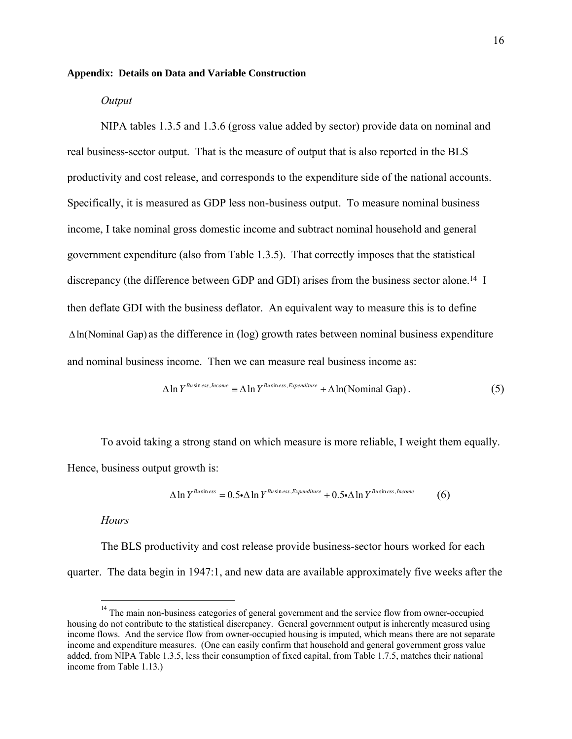**Appendix: Details on Data and Variable Construction**

*Output*

NIPA tables 1.3.5 and 1.3.6 (gross value added by sector) provide data on nominal and real business-sector output. That is the measure of output that is also reported in the BLS productivity and cost release, and corresponds to the expenditure side of the national accounts. Specifically, it is measured as GDP less non-business output. To measure nominal business income, I take nominal gross domestic income and subtract nominal household and general government expenditure (also from Table 1.3.5). That correctly imposes that the statistical discrepancy (the difference between GDP and GDI) arises from the business sector alone.[14] I then deflate GDI with the business deflator. An equivalent way to measure this is to define $\Delta \ln(\text{Nominal Gap})$ as the difference in (log) growth rates between nominal business expenditure and nominal business income. Then we can measure real business income as:

$$\Delta \ln Y^{Business, Income} \equiv \Delta \ln Y^{Business, Expenditure} + \Delta \ln(\text{Nominal Gap}) . \tag{5}$$

To avoid taking a strong stand on which measure is more reliable, I weight them equally. Hence, business output growth is:

$$\Delta \ln Y^{Business} = 0.5 \bullet \Delta \ln Y^{Business, Expenditure} + 0.5 \bullet \Delta \ln Y^{Business, Income} \tag{6}$$

*Hours*

The BLS productivity and cost release provide business-sector hours worked for each quarter. The data begin in 1947:1, and new data are available approximately five weeks after the

[14] The main non-business categories of general government and the service flow from owner-occupied housing do not contribute to the statistical discrepancy. General government output is inherently measured using income flows. And the service flow from owner-occupied housing is imputed, which means there are not separate income and expenditure measures. (One can easily confirm that household and general government gross value added, from NIPA Table 1.3.5, less their consumption of fixed capital, from Table 1.7.5, matches their national income from Table 1.13.)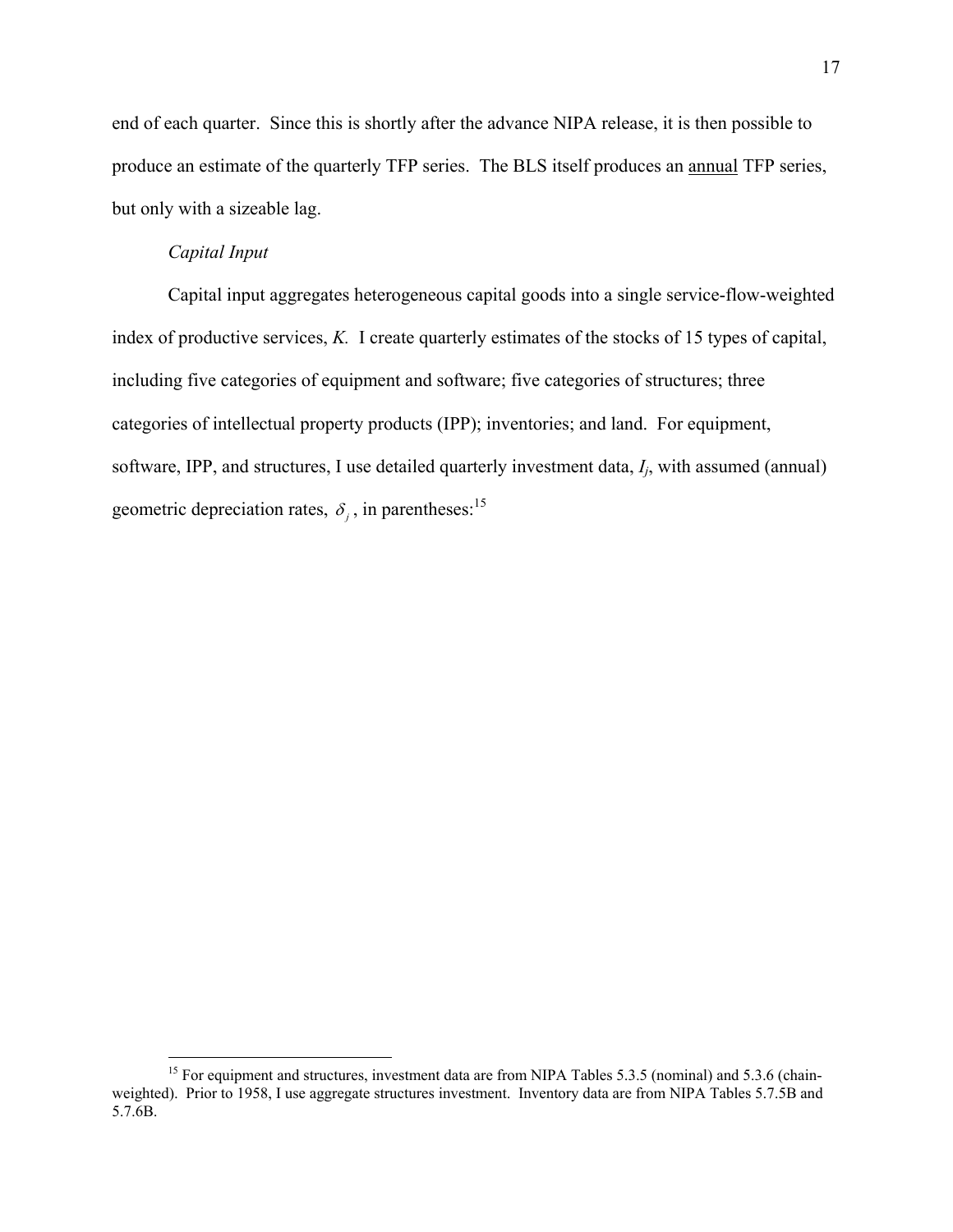end of each quarter. Since this is shortly after the advance NIPA release, it is then possible to produce an estimate of the quarterly TFP series. The BLS itself produces an annual TFP series, but only with a sizeable lag.

*Capital Input*

Capital input aggregates heterogeneous capital goods into a single service-flow-weighted index of productive services, *K.* I create quarterly estimates of the stocks of 15 types of capital, including five categories of equipment and software; five categories of structures; three categories of intellectual property products (IPP); inventories; and land. For equipment, software, IPP, and structures, I use detailed quarterly investment data, $I_j$, with assumed (annual) geometric depreciation rates, $\delta_j$, in parentheses:[15]

[15] For equipment and structures, investment data are from NIPA Tables 5.3.5 (nominal) and 5.3.6 (chain-weighted). Prior to 1958, I use aggregate structures investment. Inventory data are from NIPA Tables 5.7.5B and 5.7.6B.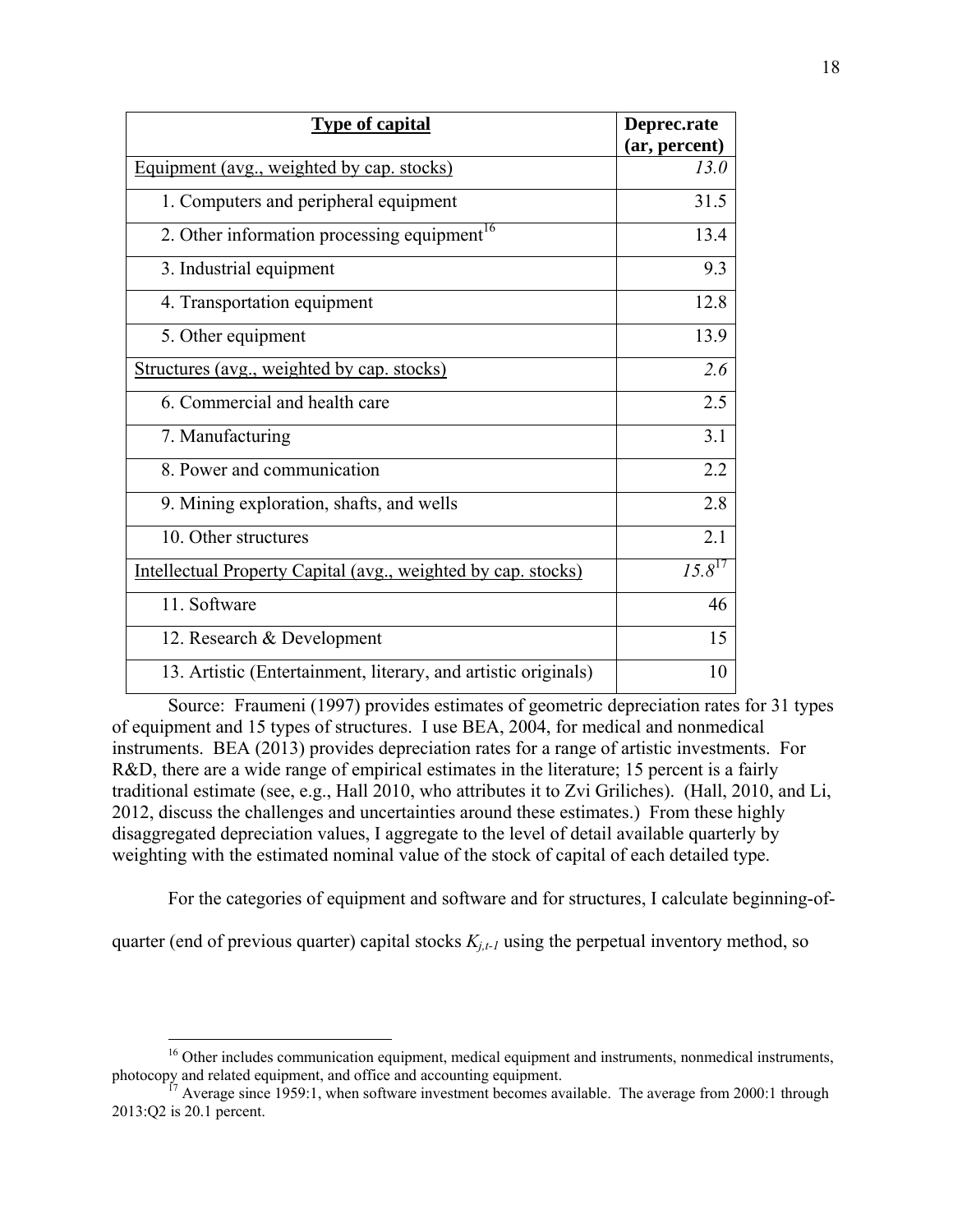| Type of capital | Deprec.rate (ar, percent) |
|---|---|
| Equipment (avg., weighted by cap. stocks) | *13.0* |
| 1. Computers and peripheral equipment | 31.5 |
| 2. Other information processing equipment[16] | 13.4 |
| 3. Industrial equipment | 9.3 |
| 4. Transportation equipment | 12.8 |
| 5. Other equipment | 13.9 |
| Structures (avg., weighted by cap. stocks) | *2.6* |
| 6. Commercial and health care | 2.5 |
| 7. Manufacturing | 3.1 |
| 8. Power and communication | 2.2 |
| 9. Mining exploration, shafts, and wells | 2.8 |
| 10. Other structures | 2.1 |
| Intellectual Property Capital (avg., weighted by cap. stocks) | *15.8*[17] |
| 11. Software | 46 |
| 12. Research & Development | 15 |
| 13. Artistic (Entertainment, literary, and artistic originals) | 10 |

Source: Fraumeni (1997) provides estimates of geometric depreciation rates for 31 types of equipment and 15 types of structures. I use BEA, 2004, for medical and nonmedical instruments. BEA (2013) provides depreciation rates for a range of artistic investments. For R&D, there are a wide range of empirical estimates in the literature; 15 percent is a fairly traditional estimate (see, e.g., Hall 2010, who attributes it to Zvi Griliches). (Hall, 2010, and Li, 2012, discuss the challenges and uncertainties around these estimates.) From these highly disaggregated depreciation values, I aggregate to the level of detail available quarterly by weighting with the estimated nominal value of the stock of capital of each detailed type.

For the categories of equipment and software and for structures, I calculate beginning-of-quarter (end of previous quarter) capital stocks $K_{j,t-1}$ using the perpetual inventory method, so

[16] Other includes communication equipment, medical equipment and instruments, nonmedical instruments, photocopy and related equipment, and office and accounting equipment.

[17] Average since 1959:1, when software investment becomes available. The average from 2000:1 through 2013:Q2 is 20.1 percent.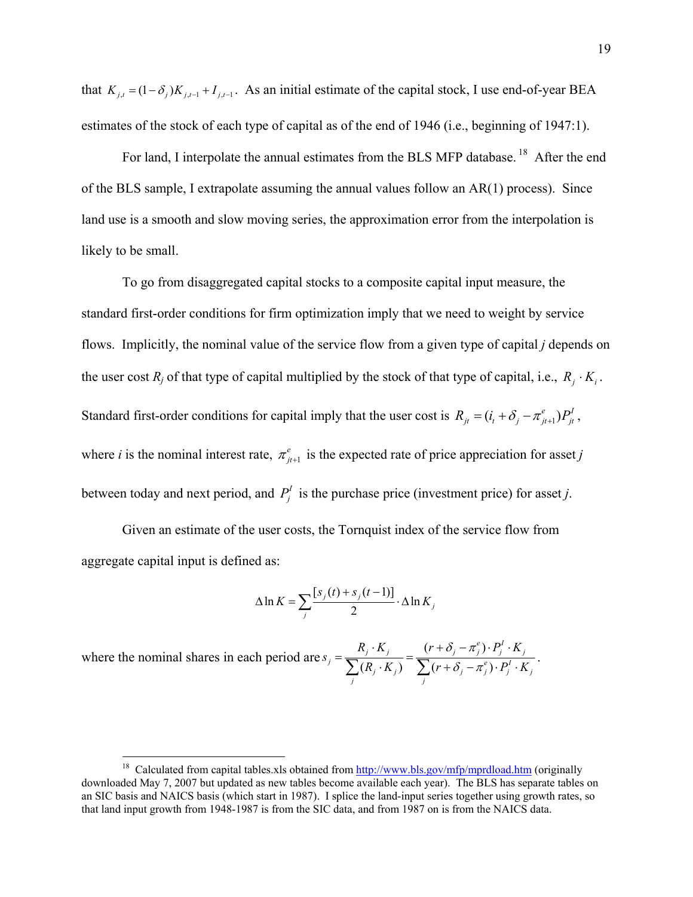that $K_{j,t} = (1-\delta_j)K_{j,t-1} + I_{j,t-1}$. As an initial estimate of the capital stock, I use end-of-year BEA estimates of the stock of each type of capital as of the end of 1946 (i.e., beginning of 1947:1).

For land, I interpolate the annual estimates from the BLS MFP database.[18] After the end of the BLS sample, I extrapolate assuming the annual values follow an AR(1) process). Since land use is a smooth and slow moving series, the approximation error from the interpolation is likely to be small.

To go from disaggregated capital stocks to a composite capital input measure, the standard first-order conditions for firm optimization imply that we need to weight by service flows. Implicitly, the nominal value of the service flow from a given type of capital *j* depends on the user cost $R_j$ of that type of capital multiplied by the stock of that type of capital, i.e., $R_j \cdot K_i$. Standard first-order conditions for capital imply that the user cost is $R_{jt} = (i_t + \delta_j - \pi^e_{jt+1})P^I_{jt}$, where *i* is the nominal interest rate, $\pi^e_{jt+1}$ is the expected rate of price appreciation for asset *j* between today and next period, and $P^I_j$ is the purchase price (investment price) for asset *j*.

Given an estimate of the user costs, the Tornquist index of the service flow from aggregate capital input is defined as:

$$\Delta \ln K = \sum_j \frac{[s_j(t) + s_j(t-1)]}{2} \cdot \Delta \ln K_j$$

where the nominal shares in each period are $s_j = \dfrac{R_j \cdot K_j}{\sum_j (R_j \cdot K_j)} = \dfrac{(r + \delta_j - \pi^e_j) \cdot P^I_j \cdot K_j}{\sum_j (r + \delta_j - \pi^e_j) \cdot P^I_j \cdot K_j}$.

[18] Calculated from capital tables.xls obtained from http://www.bls.gov/mfp/mprdload.htm (originally downloaded May 7, 2007 but updated as new tables become available each year). The BLS has separate tables on an SIC basis and NAICS basis (which start in 1987). I splice the land-input series together using growth rates, so that land input growth from 1948-1987 is from the SIC data, and from 1987 on is from the NAICS data.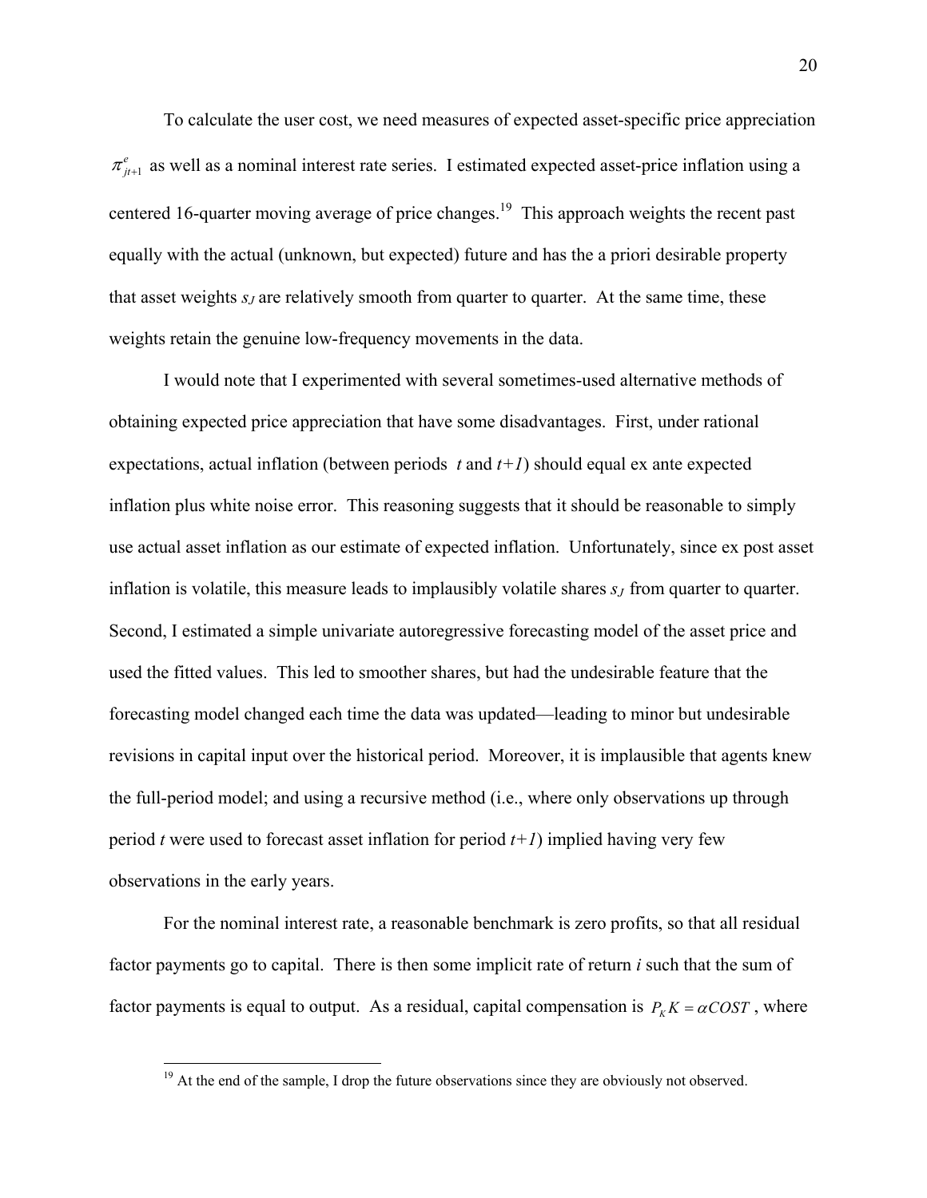To calculate the user cost, we need measures of expected asset-specific price appreciation $\pi^e_{jt+1}$ as well as a nominal interest rate series. I estimated expected asset-price inflation using a centered 16-quarter moving average of price changes.[19] This approach weights the recent past equally with the actual (unknown, but expected) future and has the a priori desirable property that asset weights $s_J$ are relatively smooth from quarter to quarter. At the same time, these weights retain the genuine low-frequency movements in the data.

I would note that I experimented with several sometimes-used alternative methods of obtaining expected price appreciation that have some disadvantages. First, under rational expectations, actual inflation (between periods *t* and *t+1*) should equal ex ante expected inflation plus white noise error. This reasoning suggests that it should be reasonable to simply use actual asset inflation as our estimate of expected inflation. Unfortunately, since ex post asset inflation is volatile, this measure leads to implausibly volatile shares $s_J$ from quarter to quarter. Second, I estimated a simple univariate autoregressive forecasting model of the asset price and used the fitted values. This led to smoother shares, but had the undesirable feature that the forecasting model changed each time the data was updated—leading to minor but undesirable revisions in capital input over the historical period. Moreover, it is implausible that agents knew the full-period model; and using a recursive method (i.e., where only observations up through period *t* were used to forecast asset inflation for period *t+1*) implied having very few observations in the early years.

For the nominal interest rate, a reasonable benchmark is zero profits, so that all residual factor payments go to capital. There is then some implicit rate of return *i* such that the sum of factor payments is equal to output. As a residual, capital compensation is $P_K K = \alpha COST$, where

[19] At the end of the sample, I drop the future observations since they are obviously not observed.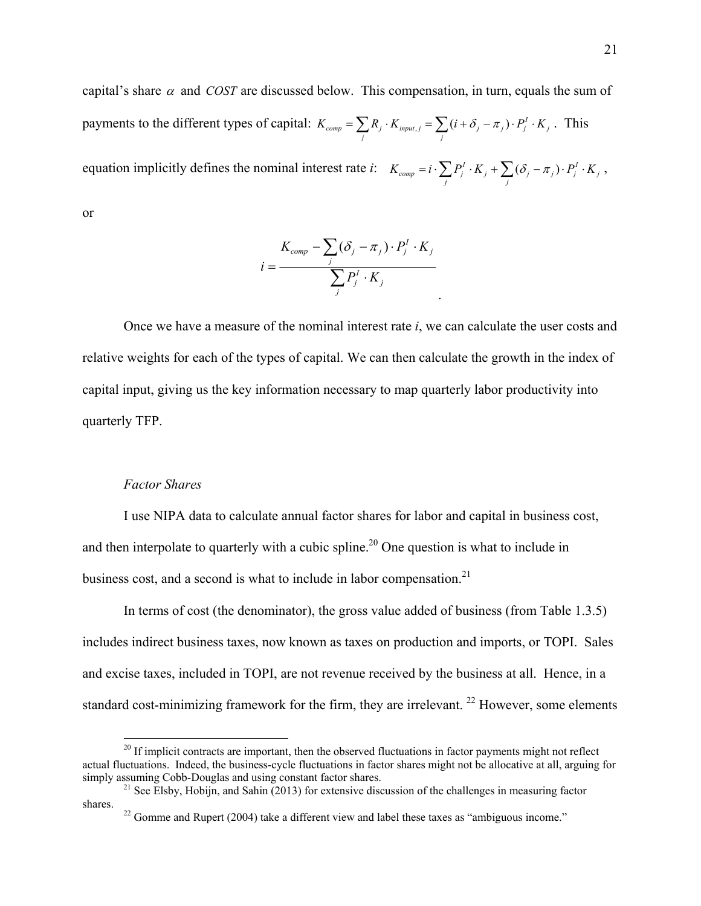capital's share $\alpha$ and $COST$ are discussed below. This compensation, in turn, equals the sum of payments to the different types of capital: $K_{comp} = \sum_j R_j \cdot K_{input,j} = \sum_j (i + \delta_j - \pi_j) \cdot P_j^I \cdot K_j$. This equation implicitly defines the nominal interest rate *i*: $K_{comp} = i \cdot \sum_j P_j^I \cdot K_j + \sum_j (\delta_j - \pi_j) \cdot P_j^I \cdot K_j$,

or

$$i = \frac{K_{comp} - \sum_j (\delta_j - \pi_j) \cdot P_j^I \cdot K_j}{\sum_j P_j^I \cdot K_j}.$$

Once we have a measure of the nominal interest rate *i*, we can calculate the user costs and relative weights for each of the types of capital. We can then calculate the growth in the index of capital input, giving us the key information necessary to map quarterly labor productivity into quarterly TFP.

*Factor Shares*

I use NIPA data to calculate annual factor shares for labor and capital in business cost, and then interpolate to quarterly with a cubic spline.[20] One question is what to include in business cost, and a second is what to include in labor compensation.[21]

In terms of cost (the denominator), the gross value added of business (from Table 1.3.5) includes indirect business taxes, now known as taxes on production and imports, or TOPI. Sales and excise taxes, included in TOPI, are not revenue received by the business at all. Hence, in a standard cost-minimizing framework for the firm, they are irrelevant. [22] However, some elements

[20] If implicit contracts are important, then the observed fluctuations in factor payments might not reflect actual fluctuations. Indeed, the business-cycle fluctuations in factor shares might not be allocative at all, arguing for simply assuming Cobb-Douglas and using constant factor shares.

[21] See Elsby, Hobijn, and Sahin (2013) for extensive discussion of the challenges in measuring factor shares.

[22] Gomme and Rupert (2004) take a different view and label these taxes as "ambiguous income."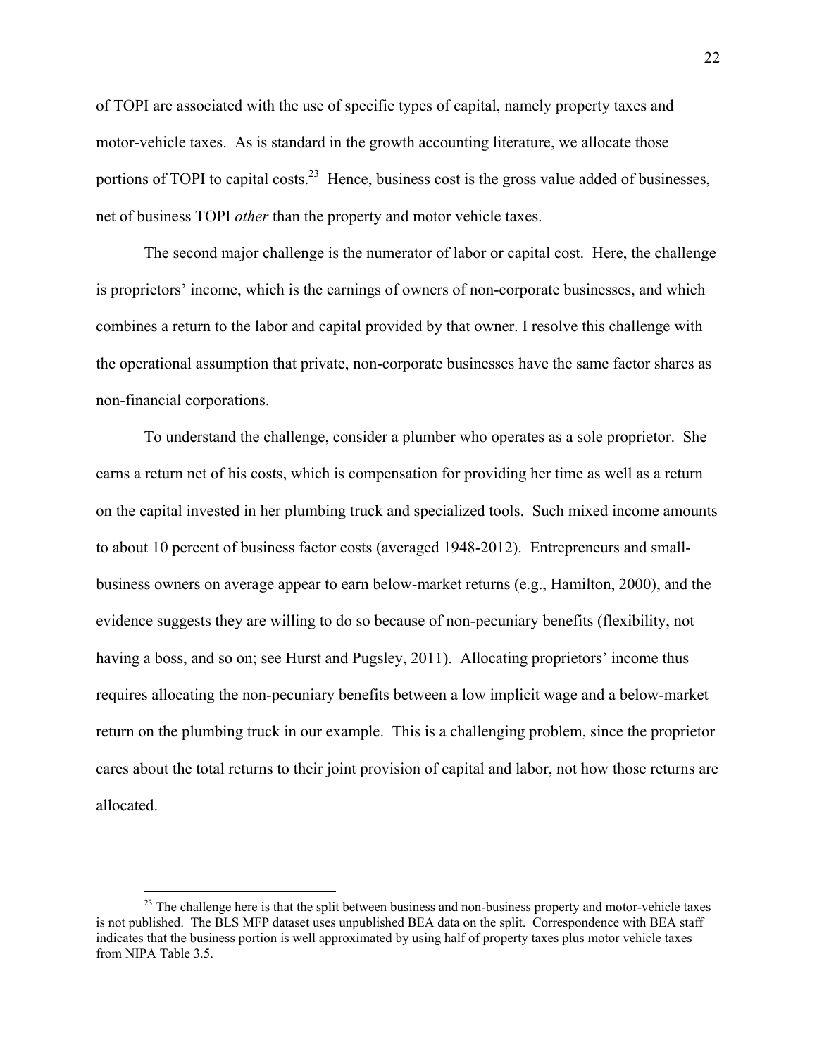of TOPI are associated with the use of specific types of capital, namely property taxes and motor-vehicle taxes. As is standard in the growth accounting literature, we allocate those portions of TOPI to capital costs.[23] Hence, business cost is the gross value added of businesses, net of business TOPI *other* than the property and motor vehicle taxes.

The second major challenge is the numerator of labor or capital cost. Here, the challenge is proprietors' income, which is the earnings of owners of non-corporate businesses, and which combines a return to the labor and capital provided by that owner. I resolve this challenge with the operational assumption that private, non-corporate businesses have the same factor shares as non-financial corporations.

To understand the challenge, consider a plumber who operates as a sole proprietor. She earns a return net of his costs, which is compensation for providing her time as well as a return on the capital invested in her plumbing truck and specialized tools. Such mixed income amounts to about 10 percent of business factor costs (averaged 1948-2012). Entrepreneurs and small-business owners on average appear to earn below-market returns (e.g., Hamilton, 2000), and the evidence suggests they are willing to do so because of non-pecuniary benefits (flexibility, not having a boss, and so on; see Hurst and Pugsley, 2011). Allocating proprietors' income thus requires allocating the non-pecuniary benefits between a low implicit wage and a below-market return on the plumbing truck in our example. This is a challenging problem, since the proprietor cares about the total returns to their joint provision of capital and labor, not how those returns are allocated.

---

[23] The challenge here is that the split between business and non-business property and motor-vehicle taxes is not published. The BLS MFP dataset uses unpublished BEA data on the split. Correspondence with BEA staff indicates that the business portion is well approximated by using half of property taxes plus motor vehicle taxes from NIPA Table 3.5.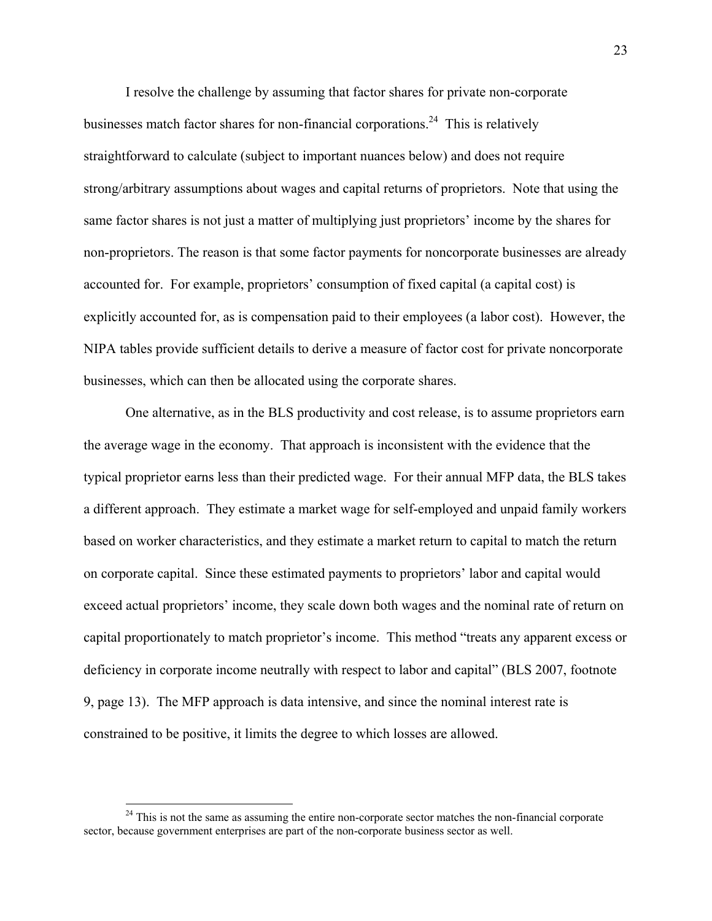I resolve the challenge by assuming that factor shares for private non-corporate businesses match factor shares for non-financial corporations.[24] This is relatively straightforward to calculate (subject to important nuances below) and does not require strong/arbitrary assumptions about wages and capital returns of proprietors. Note that using the same factor shares is not just a matter of multiplying just proprietors' income by the shares for non-proprietors. The reason is that some factor payments for noncorporate businesses are already accounted for. For example, proprietors' consumption of fixed capital (a capital cost) is explicitly accounted for, as is compensation paid to their employees (a labor cost). However, the NIPA tables provide sufficient details to derive a measure of factor cost for private noncorporate businesses, which can then be allocated using the corporate shares.

One alternative, as in the BLS productivity and cost release, is to assume proprietors earn the average wage in the economy. That approach is inconsistent with the evidence that the typical proprietor earns less than their predicted wage. For their annual MFP data, the BLS takes a different approach. They estimate a market wage for self-employed and unpaid family workers based on worker characteristics, and they estimate a market return to capital to match the return on corporate capital. Since these estimated payments to proprietors' labor and capital would exceed actual proprietors' income, they scale down both wages and the nominal rate of return on capital proportionately to match proprietor's income. This method "treats any apparent excess or deficiency in corporate income neutrally with respect to labor and capital" (BLS 2007, footnote 9, page 13). The MFP approach is data intensive, and since the nominal interest rate is constrained to be positive, it limits the degree to which losses are allowed.

[24] This is not the same as assuming the entire non-corporate sector matches the non-financial corporate sector, because government enterprises are part of the non-corporate business sector as well.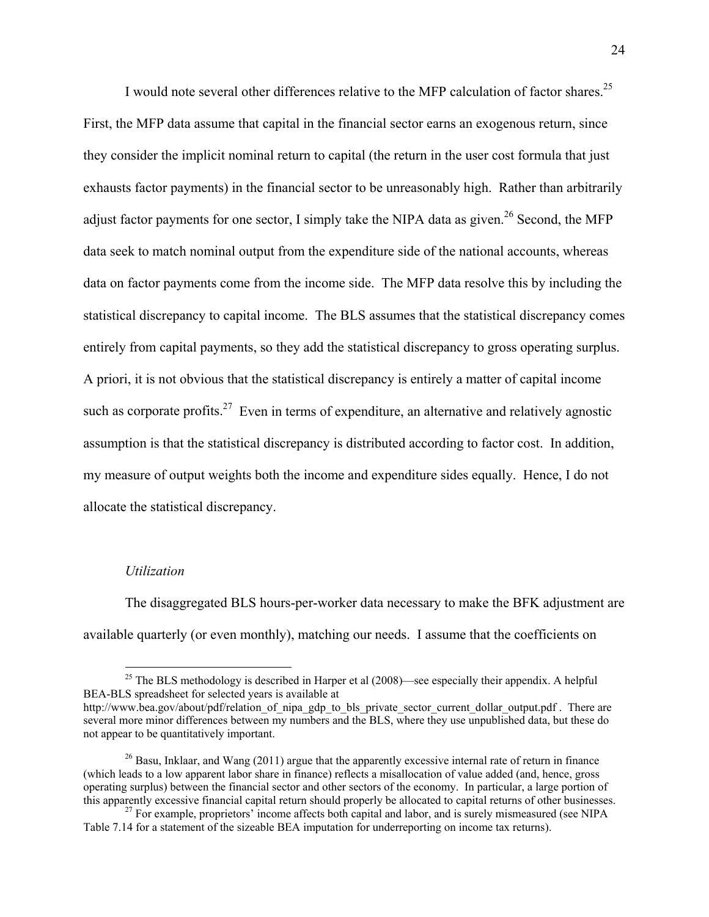I would note several other differences relative to the MFP calculation of factor shares.[25] First, the MFP data assume that capital in the financial sector earns an exogenous return, since they consider the implicit nominal return to capital (the return in the user cost formula that just exhausts factor payments) in the financial sector to be unreasonably high. Rather than arbitrarily adjust factor payments for one sector, I simply take the NIPA data as given.[26] Second, the MFP data seek to match nominal output from the expenditure side of the national accounts, whereas data on factor payments come from the income side. The MFP data resolve this by including the statistical discrepancy to capital income. The BLS assumes that the statistical discrepancy comes entirely from capital payments, so they add the statistical discrepancy to gross operating surplus. A priori, it is not obvious that the statistical discrepancy is entirely a matter of capital income such as corporate profits.[27] Even in terms of expenditure, an alternative and relatively agnostic assumption is that the statistical discrepancy is distributed according to factor cost. In addition, my measure of output weights both the income and expenditure sides equally. Hence, I do not allocate the statistical discrepancy.

### *Utilization*

The disaggregated BLS hours-per-worker data necessary to make the BFK adjustment are available quarterly (or even monthly), matching our needs. I assume that the coefficients on

---

[25] The BLS methodology is described in Harper et al (2008)—see especially their appendix. A helpful BEA-BLS spreadsheet for selected years is available at http://www.bea.gov/about/pdf/relation_of_nipa_gdp_to_bls_private_sector_current_dollar_output.pdf . There are several more minor differences between my numbers and the BLS, where they use unpublished data, but these do not appear to be quantitatively important.

[26] Basu, Inklaar, and Wang (2011) argue that the apparently excessive internal rate of return in finance (which leads to a low apparent labor share in finance) reflects a misallocation of value added (and, hence, gross operating surplus) between the financial sector and other sectors of the economy. In particular, a large portion of this apparently excessive financial capital return should properly be allocated to capital returns of other businesses.

[27] For example, proprietors' income affects both capital and labor, and is surely mismeasured (see NIPA Table 7.14 for a statement of the sizeable BEA imputation for underreporting on income tax returns).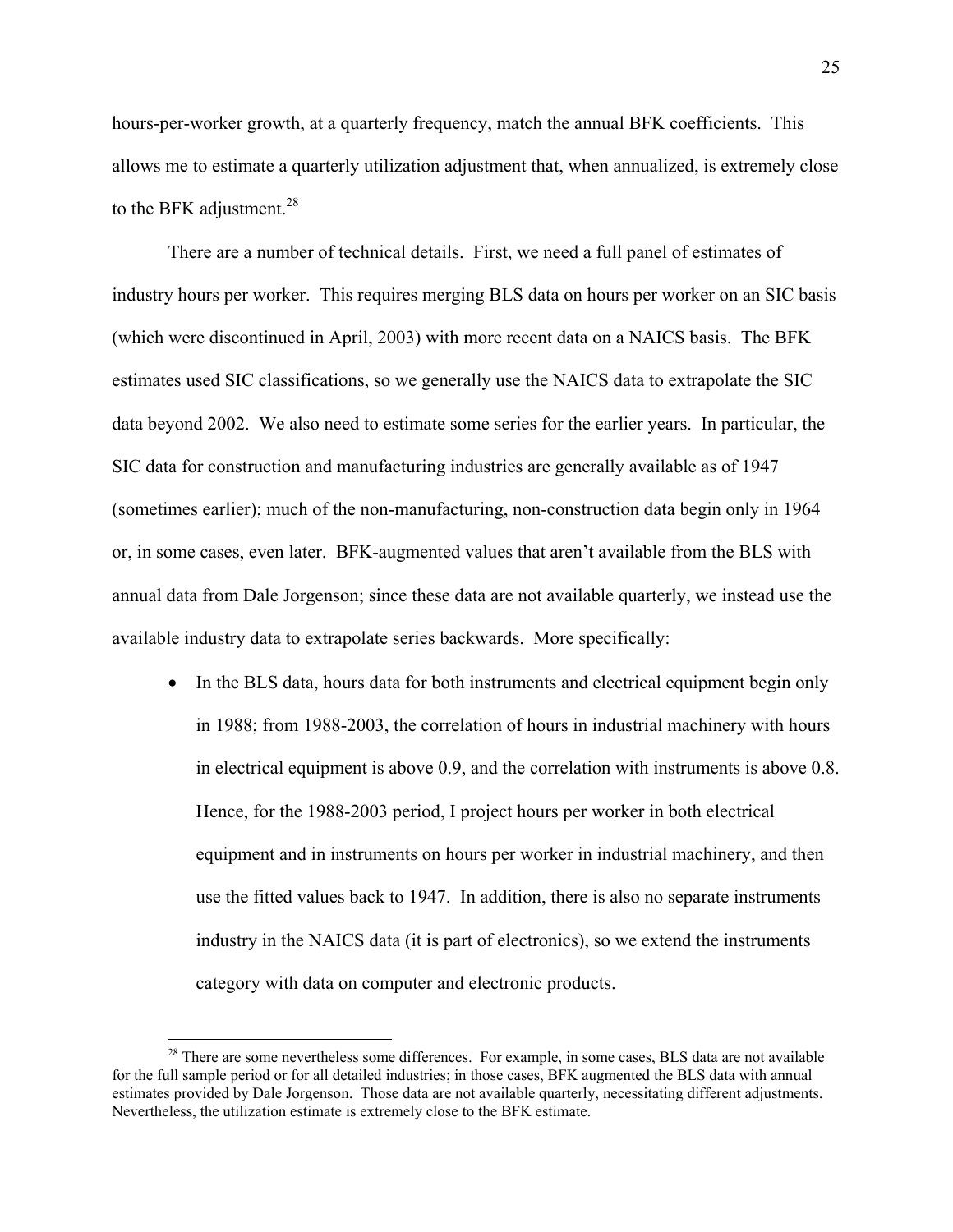hours-per-worker growth, at a quarterly frequency, match the annual BFK coefficients. This allows me to estimate a quarterly utilization adjustment that, when annualized, is extremely close to the BFK adjustment.[28]

There are a number of technical details. First, we need a full panel of estimates of industry hours per worker. This requires merging BLS data on hours per worker on an SIC basis (which were discontinued in April, 2003) with more recent data on a NAICS basis. The BFK estimates used SIC classifications, so we generally use the NAICS data to extrapolate the SIC data beyond 2002. We also need to estimate some series for the earlier years. In particular, the SIC data for construction and manufacturing industries are generally available as of 1947 (sometimes earlier); much of the non-manufacturing, non-construction data begin only in 1964 or, in some cases, even later. BFK-augmented values that aren't available from the BLS with annual data from Dale Jorgenson; since these data are not available quarterly, we instead use the available industry data to extrapolate series backwards. More specifically:

- In the BLS data, hours data for both instruments and electrical equipment begin only in 1988; from 1988-2003, the correlation of hours in industrial machinery with hours in electrical equipment is above 0.9, and the correlation with instruments is above 0.8. Hence, for the 1988-2003 period, I project hours per worker in both electrical equipment and in instruments on hours per worker in industrial machinery, and then use the fitted values back to 1947. In addition, there is also no separate instruments industry in the NAICS data (it is part of electronics), so we extend the instruments category with data on computer and electronic products.

[28] There are some nevertheless some differences. For example, in some cases, BLS data are not available for the full sample period or for all detailed industries; in those cases, BFK augmented the BLS data with annual estimates provided by Dale Jorgenson. Those data are not available quarterly, necessitating different adjustments. Nevertheless, the utilization estimate is extremely close to the BFK estimate.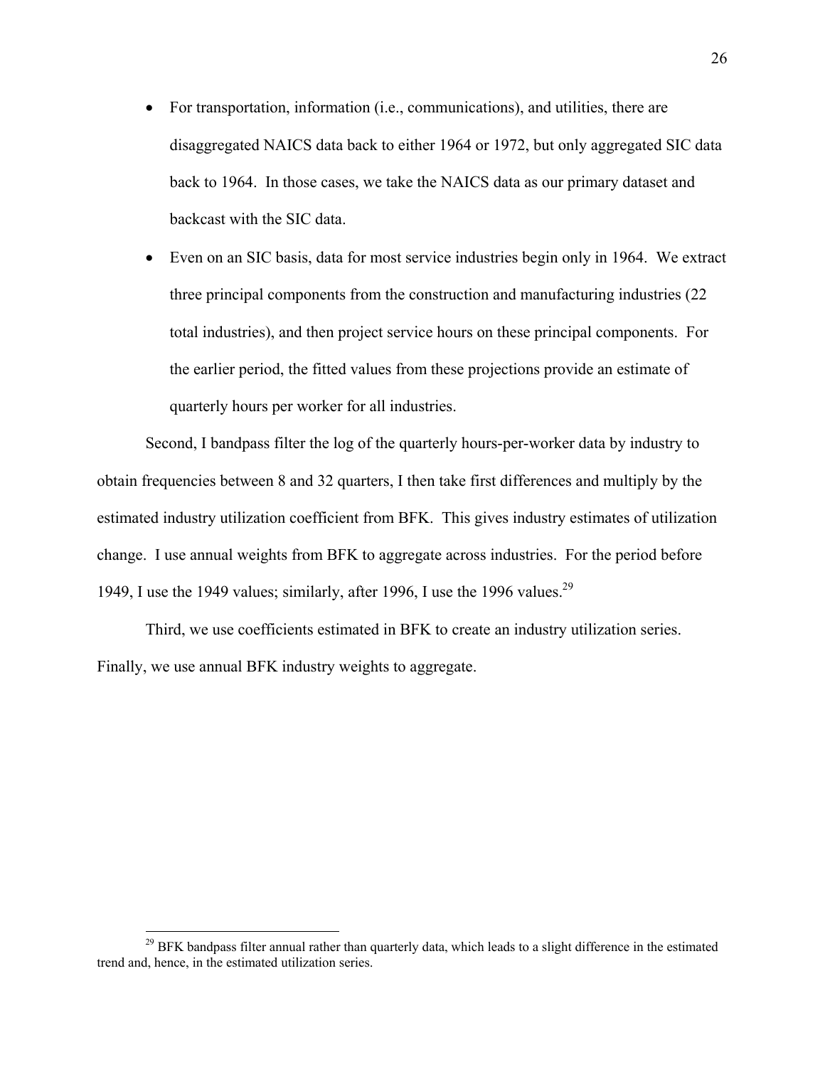- For transportation, information (i.e., communications), and utilities, there are disaggregated NAICS data back to either 1964 or 1972, but only aggregated SIC data back to 1964. In those cases, we take the NAICS data as our primary dataset and backcast with the SIC data.
- Even on an SIC basis, data for most service industries begin only in 1964. We extract three principal components from the construction and manufacturing industries (22 total industries), and then project service hours on these principal components. For the earlier period, the fitted values from these projections provide an estimate of quarterly hours per worker for all industries.

Second, I bandpass filter the log of the quarterly hours-per-worker data by industry to obtain frequencies between 8 and 32 quarters, I then take first differences and multiply by the estimated industry utilization coefficient from BFK. This gives industry estimates of utilization change. I use annual weights from BFK to aggregate across industries. For the period before 1949, I use the 1949 values; similarly, after 1996, I use the 1996 values.[29]

Third, we use coefficients estimated in BFK to create an industry utilization series. Finally, we use annual BFK industry weights to aggregate.

---

[29] BFK bandpass filter annual rather than quarterly data, which leads to a slight difference in the estimated trend and, hence, in the estimated utilization series.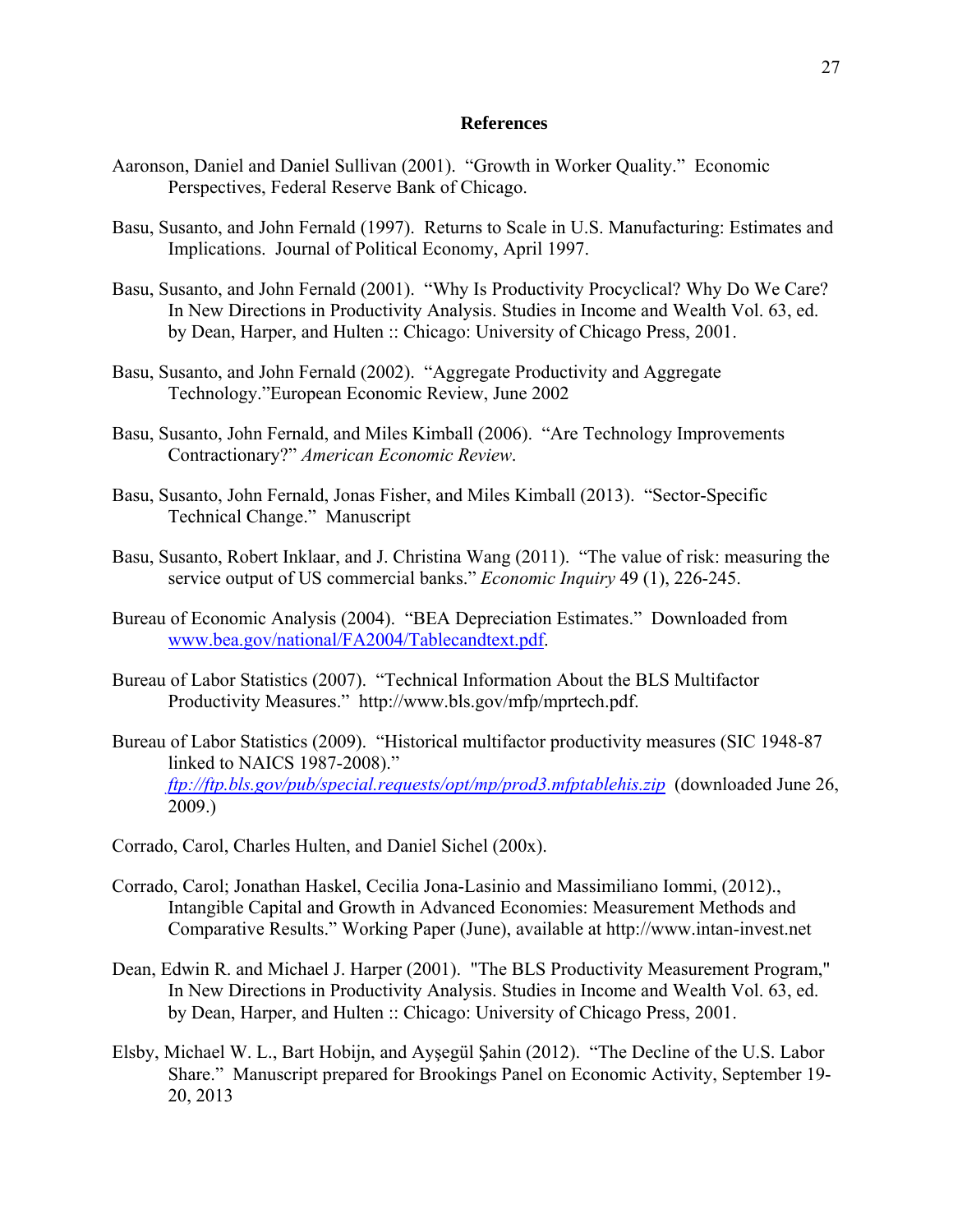# References

Aaronson, Daniel and Daniel Sullivan (2001). "Growth in Worker Quality." Economic Perspectives, Federal Reserve Bank of Chicago.

Basu, Susanto, and John Fernald (1997). Returns to Scale in U.S. Manufacturing: Estimates and Implications. Journal of Political Economy, April 1997.

Basu, Susanto, and John Fernald (2001). "Why Is Productivity Procyclical? Why Do We Care? In New Directions in Productivity Analysis. Studies in Income and Wealth Vol. 63, ed. by Dean, Harper, and Hulten :: Chicago: University of Chicago Press, 2001.

Basu, Susanto, and John Fernald (2002). "Aggregate Productivity and Aggregate Technology."European Economic Review, June 2002

Basu, Susanto, John Fernald, and Miles Kimball (2006). "Are Technology Improvements Contractionary?" *American Economic Review*.

Basu, Susanto, John Fernald, Jonas Fisher, and Miles Kimball (2013). "Sector-Specific Technical Change." Manuscript

Basu, Susanto, Robert Inklaar, and J. Christina Wang (2011). "The value of risk: measuring the service output of US commercial banks." *Economic Inquiry* 49 (1), 226-245.

Bureau of Economic Analysis (2004). "BEA Depreciation Estimates." Downloaded from www.bea.gov/national/FA2004/Tablecandtext.pdf.

Bureau of Labor Statistics (2007). "Technical Information About the BLS Multifactor Productivity Measures." http://www.bls.gov/mfp/mprtech.pdf.

Bureau of Labor Statistics (2009). "Historical multifactor productivity measures (SIC 1948-87 linked to NAICS 1987-2008)." *ftp://ftp.bls.gov/pub/special.requests/opt/mp/prod3.mfptablehis.zip* (downloaded June 26, 2009.)

Corrado, Carol, Charles Hulten, and Daniel Sichel (200x).

Corrado, Carol; Jonathan Haskel, Cecilia Jona-Lasinio and Massimiliano Iommi, (2012)., Intangible Capital and Growth in Advanced Economies: Measurement Methods and Comparative Results." Working Paper (June), available at http://www.intan-invest.net

Dean, Edwin R. and Michael J. Harper (2001). "The BLS Productivity Measurement Program," In New Directions in Productivity Analysis. Studies in Income and Wealth Vol. 63, ed. by Dean, Harper, and Hulten :: Chicago: University of Chicago Press, 2001.

Elsby, Michael W. L., Bart Hobijn, and Ayşegül Şahin (2012). "The Decline of the U.S. Labor Share." Manuscript prepared for Brookings Panel on Economic Activity, September 19-20, 2013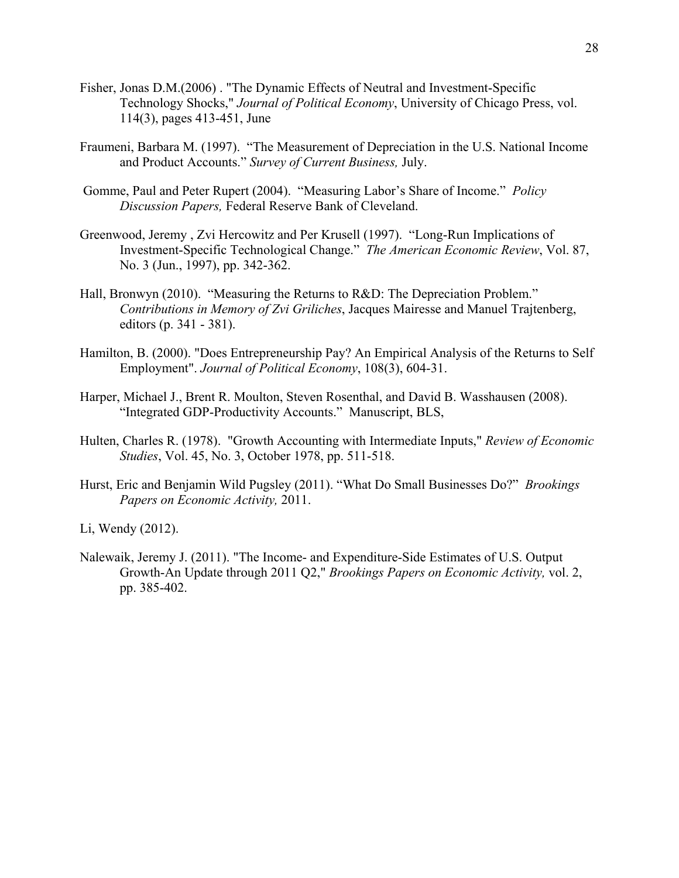Fisher, Jonas D.M.(2006) . "The Dynamic Effects of Neutral and Investment-Specific Technology Shocks," *Journal of Political Economy*, University of Chicago Press, vol. 114(3), pages 413-451, June

Fraumeni, Barbara M. (1997). "The Measurement of Depreciation in the U.S. National Income and Product Accounts." *Survey of Current Business,* July.

Gomme, Paul and Peter Rupert (2004). "Measuring Labor's Share of Income." *Policy Discussion Papers,* Federal Reserve Bank of Cleveland.

Greenwood, Jeremy , Zvi Hercowitz and Per Krusell (1997). "Long-Run Implications of Investment-Specific Technological Change." *The American Economic Review*, Vol. 87, No. 3 (Jun., 1997), pp. 342-362.

Hall, Bronwyn (2010). "Measuring the Returns to R&D: The Depreciation Problem." *Contributions in Memory of Zvi Griliches*, Jacques Mairesse and Manuel Trajtenberg, editors (p. 341 - 381).

Hamilton, B. (2000). "Does Entrepreneurship Pay? An Empirical Analysis of the Returns to Self Employment". *Journal of Political Economy*, 108(3), 604-31.

Harper, Michael J., Brent R. Moulton, Steven Rosenthal, and David B. Wasshausen (2008). "Integrated GDP-Productivity Accounts." Manuscript, BLS,

Hulten, Charles R. (1978). "Growth Accounting with Intermediate Inputs," *Review of Economic Studies*, Vol. 45, No. 3, October 1978, pp. 511-518.

Hurst, Eric and Benjamin Wild Pugsley (2011). "What Do Small Businesses Do?" *Brookings Papers on Economic Activity,* 2011.

Li, Wendy (2012).

Nalewaik, Jeremy J. (2011). "The Income- and Expenditure-Side Estimates of U.S. Output Growth-An Update through 2011 Q2," *Brookings Papers on Economic Activity,* vol. 2, pp. 385-402.